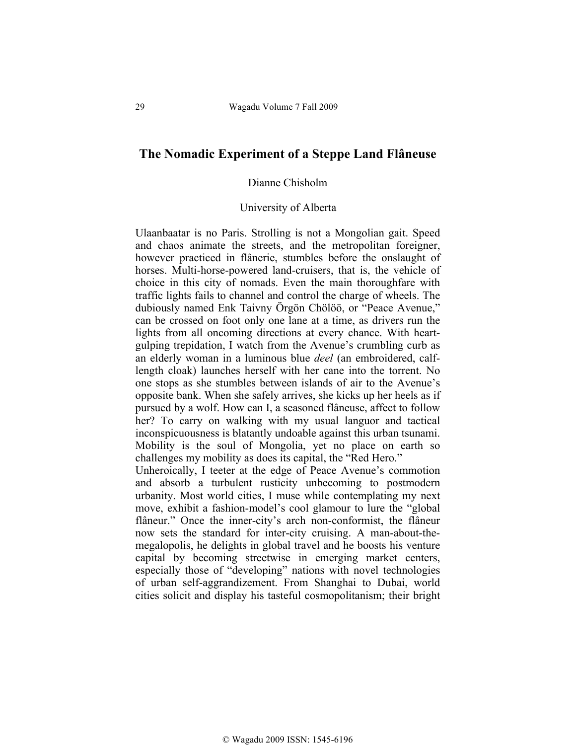# The Nomadic Experiment of a Steppe Land Flâneuse

Dianne Chisholm

University of Alberta

Ulaanbaatar is no Paris. Strolling is not a Mongolian gait. Speed and chaos animate the streets, and the metropolitan foreigner, however practiced in flânerie, stumbles before the onslaught of horses. Multi-horse-powered land-cruisers, that is, the vehicle of choice in this city of nomads. Even the main thoroughfare with traffic lights fails to channel and control the charge of wheels. The dubiously named Enk Taivny Örgön Chölöö, or "Peace Avenue," can be crossed on foot only one lane at a time, as drivers run the lights from all oncoming directions at every chance. With heart-gulping trepidation, I watch from the Avenue's crumbling curb as an elderly woman in a luminous blue *deel* (an embroidered, calf-length cloak) launches herself with her cane into the torrent. No one stops as she stumbles between islands of air to the Avenue's opposite bank. When she safely arrives, she kicks up her heels as if pursued by a wolf. How can I, a seasoned flâneuse, affect to follow her? To carry on walking with my usual languor and tactical inconspicuousness is blatantly undoable against this urban tsunami. Mobility is the soul of Mongolia, yet no place on earth so challenges my mobility as does its capital, the "Red Hero."

Unheroically, I teeter at the edge of Peace Avenue's commotion and absorb a turbulent rusticity unbecoming to postmodern urbanity. Most world cities, I muse while contemplating my next move, exhibit a fashion-model's cool glamour to lure the "global flâneur." Once the inner-city's arch non-conformist, the flâneur now sets the standard for inter-city cruising. A man-about-the-megalopolis, he delights in global travel and he boosts his venture capital by becoming streetwise in emerging market centers, especially those of "developing" nations with novel technologies of urban self-aggrandizement. From Shanghai to Dubai, world cities solicit and display his tasteful cosmopolitanism; their bright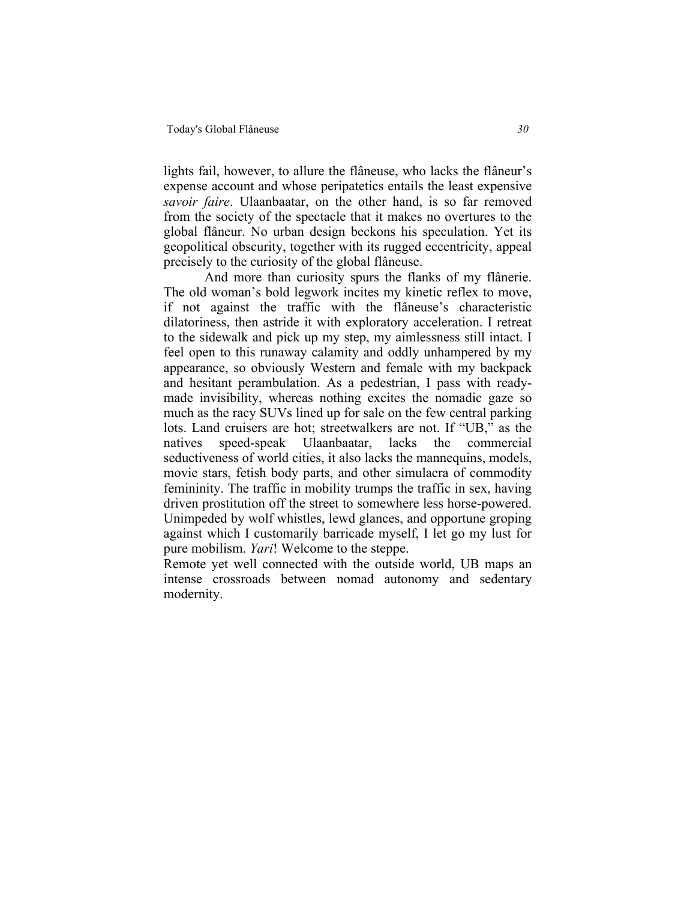lights fail, however, to allure the flâneuse, who lacks the flâneur's expense account and whose peripatetics entails the least expensive *savoir faire*. Ulaanbaatar, on the other hand, is so far removed from the society of the spectacle that it makes no overtures to the global flâneur. No urban design beckons his speculation. Yet its geopolitical obscurity, together with its rugged eccentricity, appeal precisely to the curiosity of the global flâneuse.

And more than curiosity spurs the flanks of my flânerie. The old woman's bold legwork incites my kinetic reflex to move, if not against the traffic with the flâneuse's characteristic dilatoriness, then astride it with exploratory acceleration. I retreat to the sidewalk and pick up my step, my aimlessness still intact. I feel open to this runaway calamity and oddly unhampered by my appearance, so obviously Western and female with my backpack and hesitant perambulation. As a pedestrian, I pass with ready-made invisibility, whereas nothing excites the nomadic gaze so much as the racy SUVs lined up for sale on the few central parking lots. Land cruisers are hot; streetwalkers are not. If "UB," as the natives speed-speak Ulaanbaatar, lacks the commercial seductiveness of world cities, it also lacks the mannequins, models, movie stars, fetish body parts, and other simulacra of commodity femininity. The traffic in mobility trumps the traffic in sex, having driven prostitution off the street to somewhere less horse-powered. Unimpeded by wolf whistles, lewd glances, and opportune groping against which I customarily barricade myself, I let go my lust for pure mobilism. *Yari*! Welcome to the steppe.

Remote yet well connected with the outside world, UB maps an intense crossroads between nomad autonomy and sedentary modernity.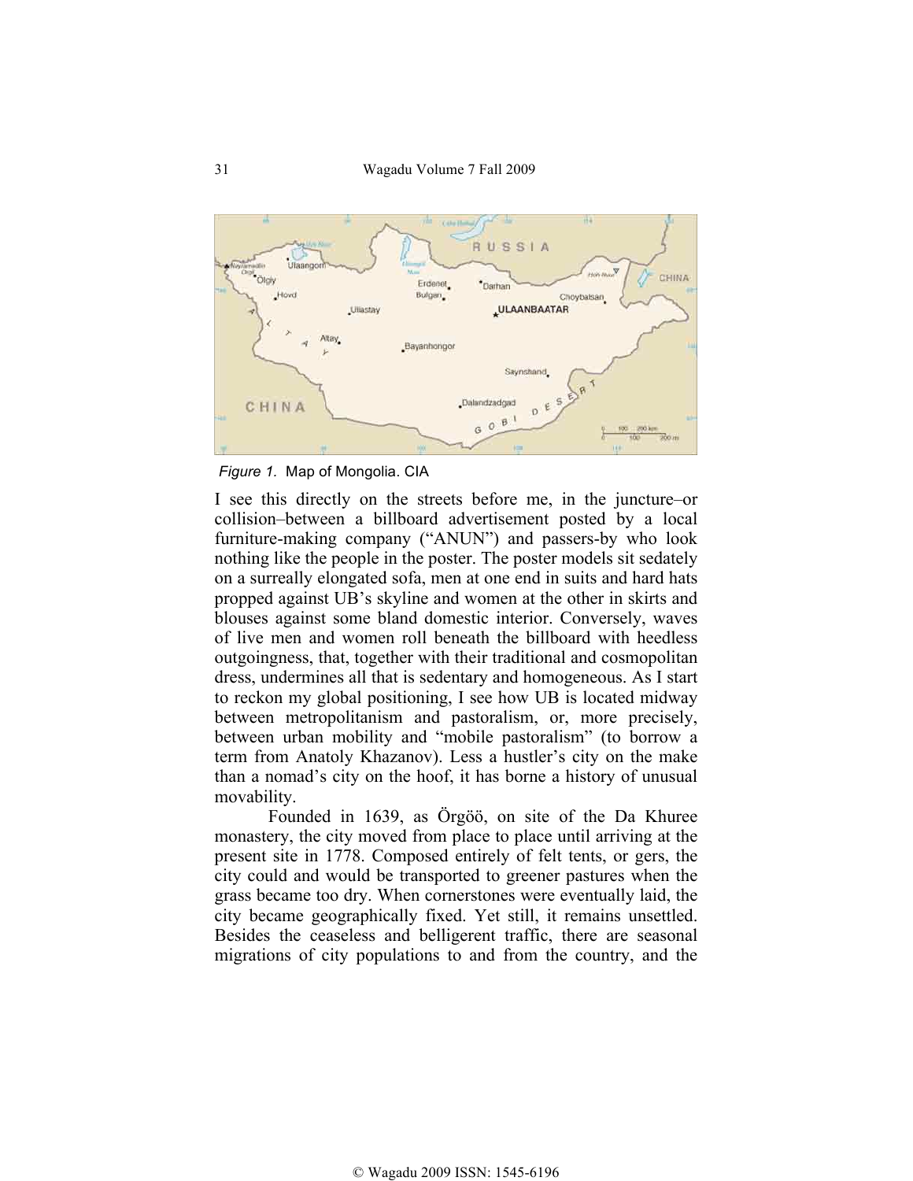*Figure 1.* Map of Mongolia. CIA

I see this directly on the streets before me, in the juncture–or collision–between a billboard advertisement posted by a local furniture-making company ("ANUN") and passers-by who look nothing like the people in the poster. The poster models sit sedately on a surreally elongated sofa, men at one end in suits and hard hats propped against UB's skyline and women at the other in skirts and blouses against some bland domestic interior. Conversely, waves of live men and women roll beneath the billboard with heedless outgoingness, that, together with their traditional and cosmopolitan dress, undermines all that is sedentary and homogeneous. As I start to reckon my global positioning, I see how UB is located midway between metropolitanism and pastoralism, or, more precisely, between urban mobility and "mobile pastoralism" (to borrow a term from Anatoly Khazanov). Less a hustler's city on the make than a nomad's city on the hoof, it has borne a history of unusual movability.

Founded in 1639, as Örgöö, on site of the Da Khuree monastery, the city moved from place to place until arriving at the present site in 1778. Composed entirely of felt tents, or gers, the city could and would be transported to greener pastures when the grass became too dry. When cornerstones were eventually laid, the city became geographically fixed. Yet still, it remains unsettled. Besides the ceaseless and belligerent traffic, there are seasonal migrations of city populations to and from the country, and the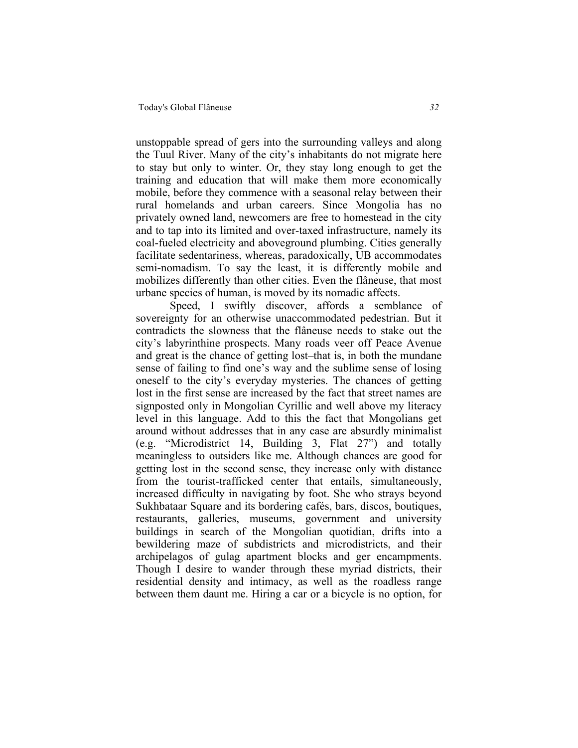unstoppable spread of gers into the surrounding valleys and along the Tuul River. Many of the city's inhabitants do not migrate here to stay but only to winter. Or, they stay long enough to get the training and education that will make them more economically mobile, before they commence with a seasonal relay between their rural homelands and urban careers. Since Mongolia has no privately owned land, newcomers are free to homestead in the city and to tap into its limited and over-taxed infrastructure, namely its coal-fueled electricity and aboveground plumbing. Cities generally facilitate sedentariness, whereas, paradoxically, UB accommodates semi-nomadism. To say the least, it is differently mobile and mobilizes differently than other cities. Even the flâneuse, that most urbane species of human, is moved by its nomadic affects.

Speed, I swiftly discover, affords a semblance of sovereignty for an otherwise unaccommodated pedestrian. But it contradicts the slowness that the flâneuse needs to stake out the city's labyrinthine prospects. Many roads veer off Peace Avenue and great is the chance of getting lost–that is, in both the mundane sense of failing to find one's way and the sublime sense of losing oneself to the city's everyday mysteries. The chances of getting lost in the first sense are increased by the fact that street names are signposted only in Mongolian Cyrillic and well above my literacy level in this language. Add to this the fact that Mongolians get around without addresses that in any case are absurdly minimalist (e.g. "Microdistrict 14, Building 3, Flat 27") and totally meaningless to outsiders like me. Although chances are good for getting lost in the second sense, they increase only with distance from the tourist-trafficked center that entails, simultaneously, increased difficulty in navigating by foot. She who strays beyond Sukhbataar Square and its bordering cafés, bars, discos, boutiques, restaurants, galleries, museums, government and university buildings in search of the Mongolian quotidian, drifts into a bewildering maze of subdistricts and microdistricts, and their archipelagos of gulag apartment blocks and ger encampments. Though I desire to wander through these myriad districts, their residential density and intimacy, as well as the roadless range between them daunt me. Hiring a car or a bicycle is no option, for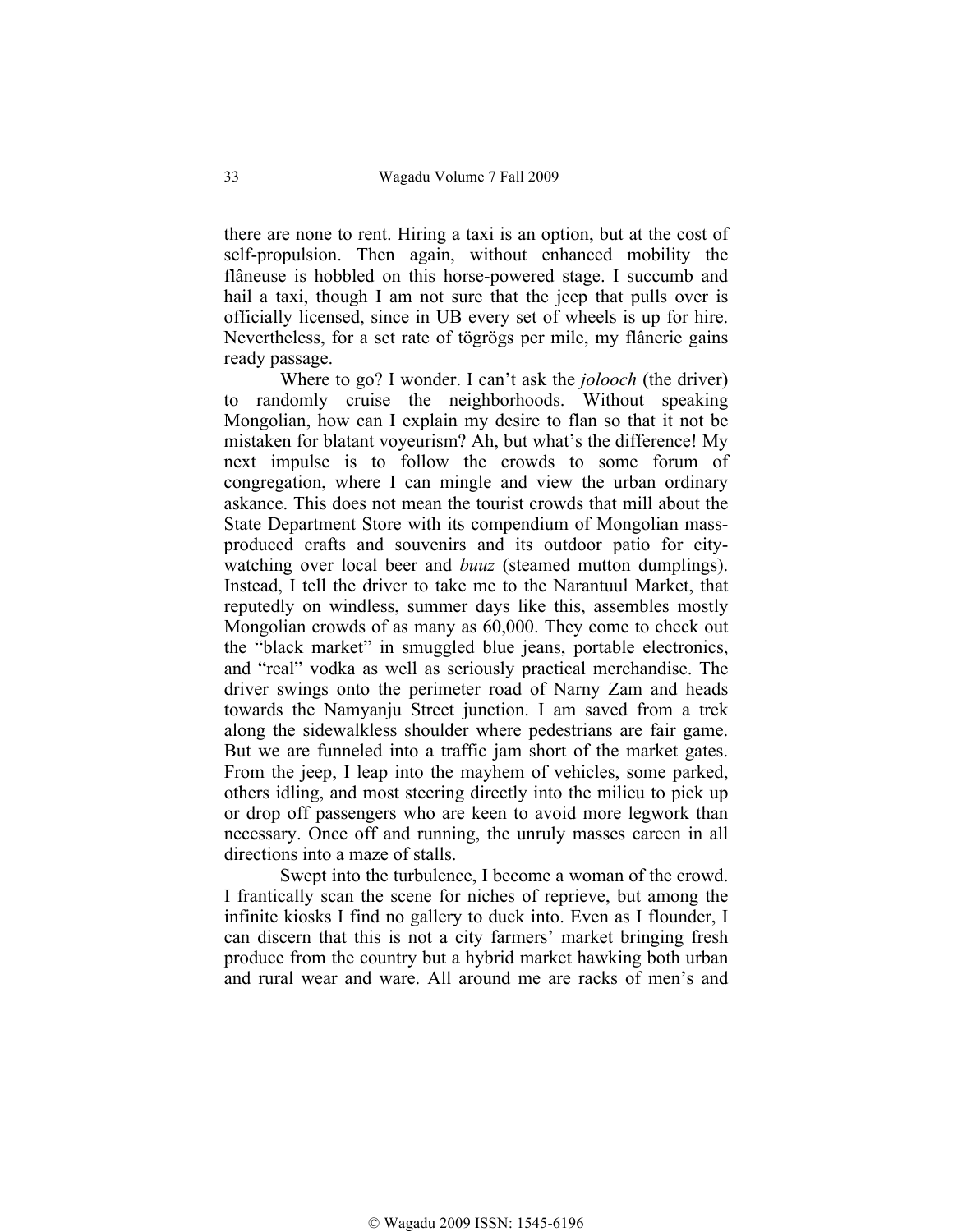there are none to rent. Hiring a taxi is an option, but at the cost of self-propulsion. Then again, without enhanced mobility the flâneuse is hobbled on this horse-powered stage. I succumb and hail a taxi, though I am not sure that the jeep that pulls over is officially licensed, since in UB every set of wheels is up for hire. Nevertheless, for a set rate of tögrögs per mile, my flânerie gains ready passage.

Where to go? I wonder. I can't ask the *jolooch* (the driver) to randomly cruise the neighborhoods. Without speaking Mongolian, how can I explain my desire to flan so that it not be mistaken for blatant voyeurism? Ah, but what's the difference! My next impulse is to follow the crowds to some forum of congregation, where I can mingle and view the urban ordinary askance. This does not mean the tourist crowds that mill about the State Department Store with its compendium of Mongolian mass-produced crafts and souvenirs and its outdoor patio for city-watching over local beer and *buuz* (steamed mutton dumplings). Instead, I tell the driver to take me to the Narantuul Market, that reputedly on windless, summer days like this, assembles mostly Mongolian crowds of as many as 60,000. They come to check out the "black market" in smuggled blue jeans, portable electronics, and "real" vodka as well as seriously practical merchandise. The driver swings onto the perimeter road of Narny Zam and heads towards the Namyanju Street junction. I am saved from a trek along the sidewalkless shoulder where pedestrians are fair game. But we are funneled into a traffic jam short of the market gates. From the jeep, I leap into the mayhem of vehicles, some parked, others idling, and most steering directly into the milieu to pick up or drop off passengers who are keen to avoid more legwork than necessary. Once off and running, the unruly masses careen in all directions into a maze of stalls.

Swept into the turbulence, I become a woman of the crowd. I frantically scan the scene for niches of reprieve, but among the infinite kiosks I find no gallery to duck into. Even as I flounder, I can discern that this is not a city farmers' market bringing fresh produce from the country but a hybrid market hawking both urban and rural wear and ware. All around me are racks of men's and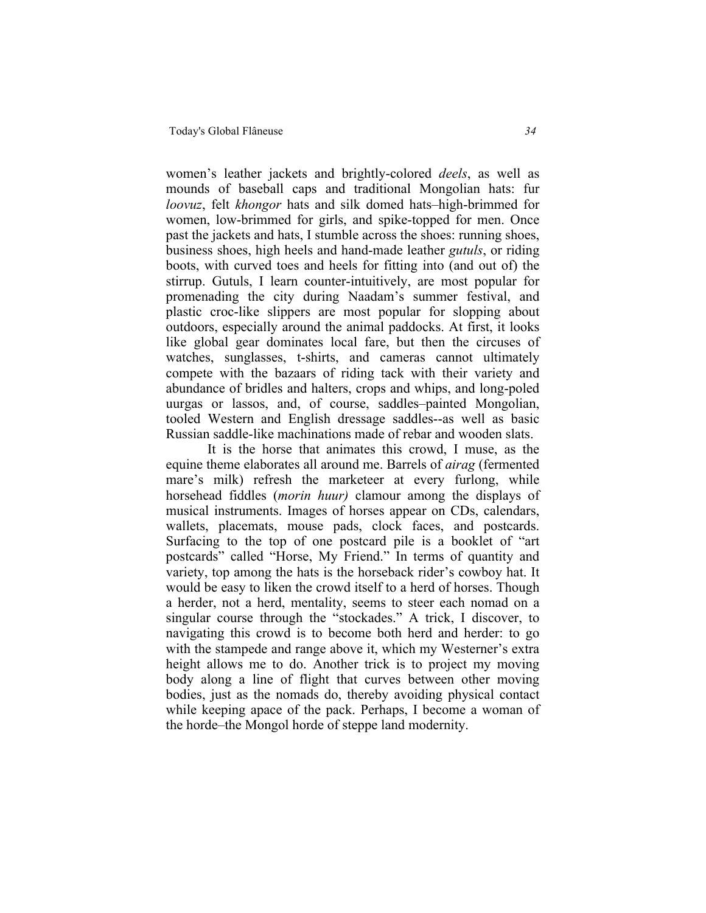women's leather jackets and brightly-colored *deels*, as well as mounds of baseball caps and traditional Mongolian hats: fur *loovuz*, felt *khongor* hats and silk domed hats–high-brimmed for women, low-brimmed for girls, and spike-topped for men. Once past the jackets and hats, I stumble across the shoes: running shoes, business shoes, high heels and hand-made leather *gutuls*, or riding boots, with curved toes and heels for fitting into (and out of) the stirrup. Gutuls, I learn counter-intuitively, are most popular for promenading the city during Naadam's summer festival, and plastic croc-like slippers are most popular for slopping about outdoors, especially around the animal paddocks. At first, it looks like global gear dominates local fare, but then the circuses of watches, sunglasses, t-shirts, and cameras cannot ultimately compete with the bazaars of riding tack with their variety and abundance of bridles and halters, crops and whips, and long-poled uurgas or lassos, and, of course, saddles–painted Mongolian, tooled Western and English dressage saddles--as well as basic Russian saddle-like machinations made of rebar and wooden slats.

It is the horse that animates this crowd, I muse, as the equine theme elaborates all around me. Barrels of *airag* (fermented mare's milk) refresh the marketeer at every furlong, while horsehead fiddles (*morin huur)* clamour among the displays of musical instruments. Images of horses appear on CDs, calendars, wallets, placemats, mouse pads, clock faces, and postcards. Surfacing to the top of one postcard pile is a booklet of "art postcards" called "Horse, My Friend." In terms of quantity and variety, top among the hats is the horseback rider's cowboy hat. It would be easy to liken the crowd itself to a herd of horses. Though a herder, not a herd, mentality, seems to steer each nomad on a singular course through the "stockades." A trick, I discover, to navigating this crowd is to become both herd and herder: to go with the stampede and range above it, which my Westerner's extra height allows me to do. Another trick is to project my moving body along a line of flight that curves between other moving bodies, just as the nomads do, thereby avoiding physical contact while keeping apace of the pack. Perhaps, I become a woman of the horde–the Mongol horde of steppe land modernity.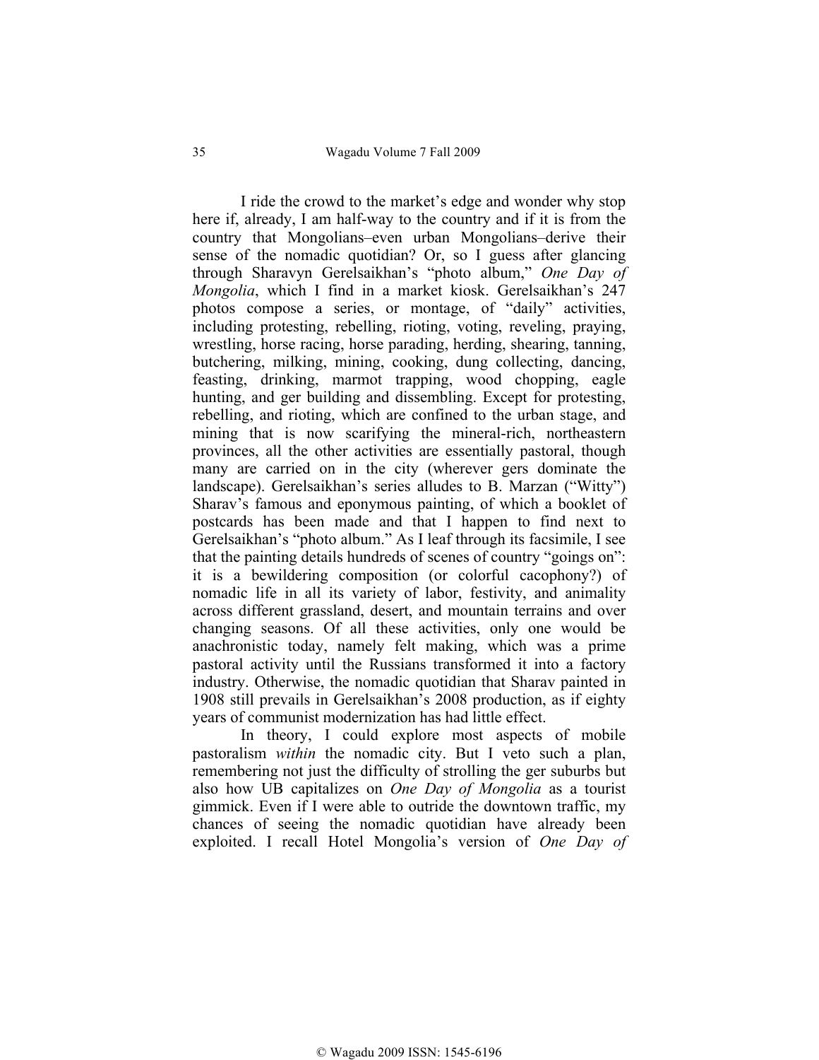I ride the crowd to the market's edge and wonder why stop here if, already, I am half-way to the country and if it is from the country that Mongolians–even urban Mongolians–derive their sense of the nomadic quotidian? Or, so I guess after glancing through Sharavyn Gerelsaikhan's "photo album," *One Day of Mongolia*, which I find in a market kiosk. Gerelsaikhan's 247 photos compose a series, or montage, of "daily" activities, including protesting, rebelling, rioting, voting, reveling, praying, wrestling, horse racing, horse parading, herding, shearing, tanning, butchering, milking, mining, cooking, dung collecting, dancing, feasting, drinking, marmot trapping, wood chopping, eagle hunting, and ger building and dissembling. Except for protesting, rebelling, and rioting, which are confined to the urban stage, and mining that is now scarifying the mineral-rich, northeastern provinces, all the other activities are essentially pastoral, though many are carried on in the city (wherever gers dominate the landscape). Gerelsaikhan's series alludes to B. Marzan ("Witty") Sharav's famous and eponymous painting, of which a booklet of postcards has been made and that I happen to find next to Gerelsaikhan's "photo album." As I leaf through its facsimile, I see that the painting details hundreds of scenes of country "goings on": it is a bewildering composition (or colorful cacophony?) of nomadic life in all its variety of labor, festivity, and animality across different grassland, desert, and mountain terrains and over changing seasons. Of all these activities, only one would be anachronistic today, namely felt making, which was a prime pastoral activity until the Russians transformed it into a factory industry. Otherwise, the nomadic quotidian that Sharav painted in 1908 still prevails in Gerelsaikhan's 2008 production, as if eighty years of communist modernization has had little effect.

In theory, I could explore most aspects of mobile pastoralism *within* the nomadic city. But I veto such a plan, remembering not just the difficulty of strolling the ger suburbs but also how UB capitalizes on *One Day of Mongolia* as a tourist gimmick. Even if I were able to outride the downtown traffic, my chances of seeing the nomadic quotidian have already been exploited. I recall Hotel Mongolia's version of *One Day of*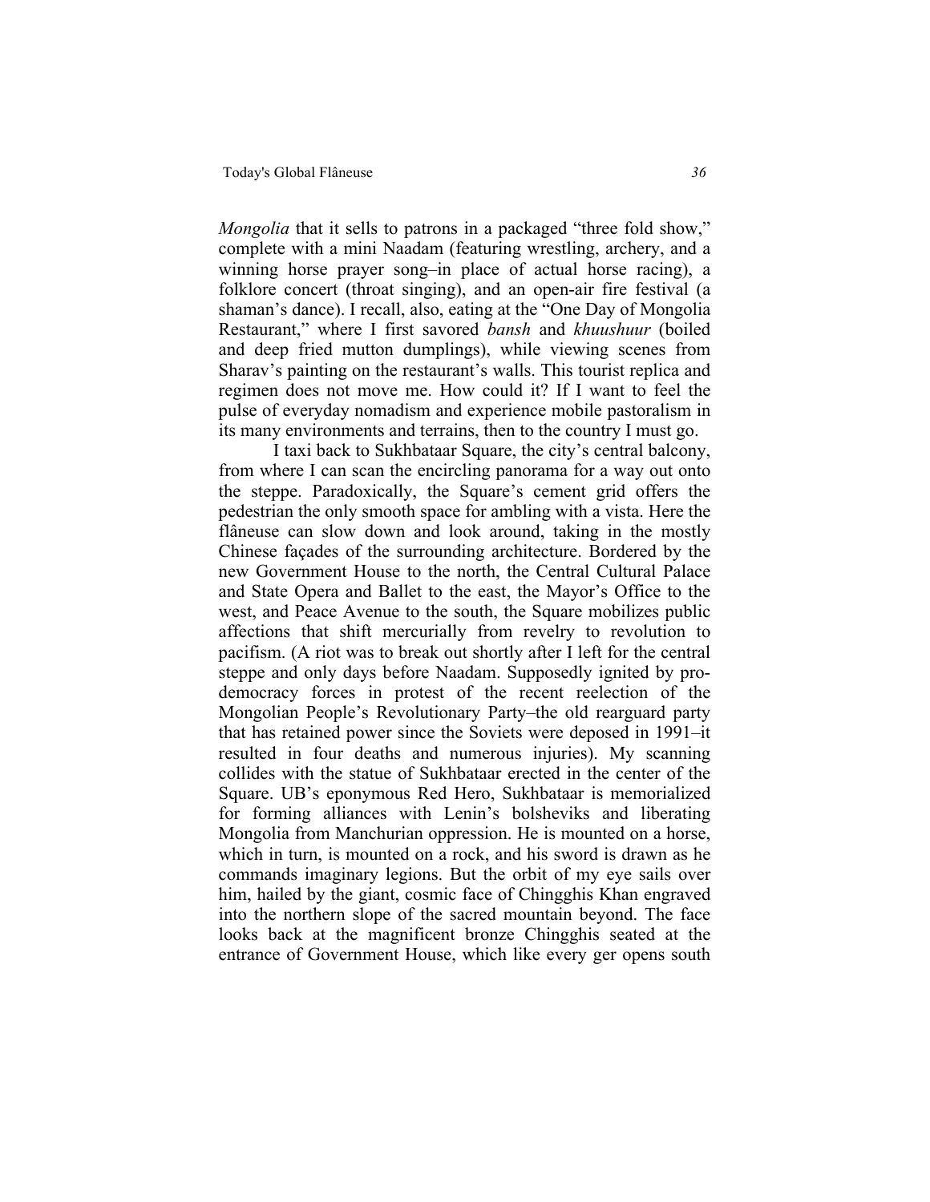*Mongolia* that it sells to patrons in a packaged "three fold show," complete with a mini Naadam (featuring wrestling, archery, and a winning horse prayer song–in place of actual horse racing), a folklore concert (throat singing), and an open-air fire festival (a shaman's dance). I recall, also, eating at the "One Day of Mongolia Restaurant," where I first savored *bansh* and *khuushuur* (boiled and deep fried mutton dumplings), while viewing scenes from Sharav's painting on the restaurant's walls. This tourist replica and regimen does not move me. How could it? If I want to feel the pulse of everyday nomadism and experience mobile pastoralism in its many environments and terrains, then to the country I must go.

I taxi back to Sukhbataar Square, the city's central balcony, from where I can scan the encircling panorama for a way out onto the steppe. Paradoxically, the Square's cement grid offers the pedestrian the only smooth space for ambling with a vista. Here the flâneuse can slow down and look around, taking in the mostly Chinese façades of the surrounding architecture. Bordered by the new Government House to the north, the Central Cultural Palace and State Opera and Ballet to the east, the Mayor's Office to the west, and Peace Avenue to the south, the Square mobilizes public affections that shift mercurially from revelry to revolution to pacifism. (A riot was to break out shortly after I left for the central steppe and only days before Naadam. Supposedly ignited by pro-democracy forces in protest of the recent reelection of the Mongolian People's Revolutionary Party–the old rearguard party that has retained power since the Soviets were deposed in 1991–it resulted in four deaths and numerous injuries). My scanning collides with the statue of Sukhbataar erected in the center of the Square. UB's eponymous Red Hero, Sukhbataar is memorialized for forming alliances with Lenin's bolsheviks and liberating Mongolia from Manchurian oppression. He is mounted on a horse, which in turn, is mounted on a rock, and his sword is drawn as he commands imaginary legions. But the orbit of my eye sails over him, hailed by the giant, cosmic face of Chingghis Khan engraved into the northern slope of the sacred mountain beyond. The face looks back at the magnificent bronze Chingghis seated at the entrance of Government House, which like every ger opens south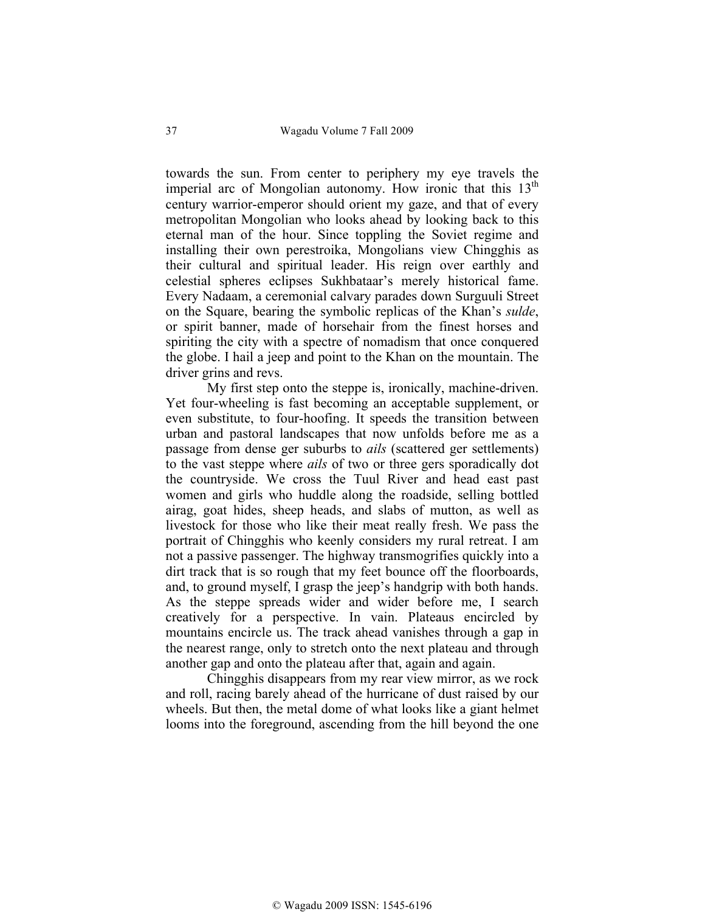towards the sun. From center to periphery my eye travels the imperial arc of Mongolian autonomy. How ironic that this 13th century warrior-emperor should orient my gaze, and that of every metropolitan Mongolian who looks ahead by looking back to this eternal man of the hour. Since toppling the Soviet regime and installing their own perestroika, Mongolians view Chingghis as their cultural and spiritual leader. His reign over earthly and celestial spheres eclipses Sukhbataar's merely historical fame. Every Nadaam, a ceremonial calvary parades down Surguuli Street on the Square, bearing the symbolic replicas of the Khan's *sulde*, or spirit banner, made of horsehair from the finest horses and spiriting the city with a spectre of nomadism that once conquered the globe. I hail a jeep and point to the Khan on the mountain. The driver grins and revs.

My first step onto the steppe is, ironically, machine-driven. Yet four-wheeling is fast becoming an acceptable supplement, or even substitute, to four-hoofing. It speeds the transition between urban and pastoral landscapes that now unfolds before me as a passage from dense ger suburbs to *ails* (scattered ger settlements) to the vast steppe where *ails* of two or three gers sporadically dot the countryside. We cross the Tuul River and head east past women and girls who huddle along the roadside, selling bottled airag, goat hides, sheep heads, and slabs of mutton, as well as livestock for those who like their meat really fresh. We pass the portrait of Chingghis who keenly considers my rural retreat. I am not a passive passenger. The highway transmogrifies quickly into a dirt track that is so rough that my feet bounce off the floorboards, and, to ground myself, I grasp the jeep's handgrip with both hands. As the steppe spreads wider and wider before me, I search creatively for a perspective. In vain. Plateaus encircled by mountains encircle us. The track ahead vanishes through a gap in the nearest range, only to stretch onto the next plateau and through another gap and onto the plateau after that, again and again.

Chingghis disappears from my rear view mirror, as we rock and roll, racing barely ahead of the hurricane of dust raised by our wheels. But then, the metal dome of what looks like a giant helmet looms into the foreground, ascending from the hill beyond the one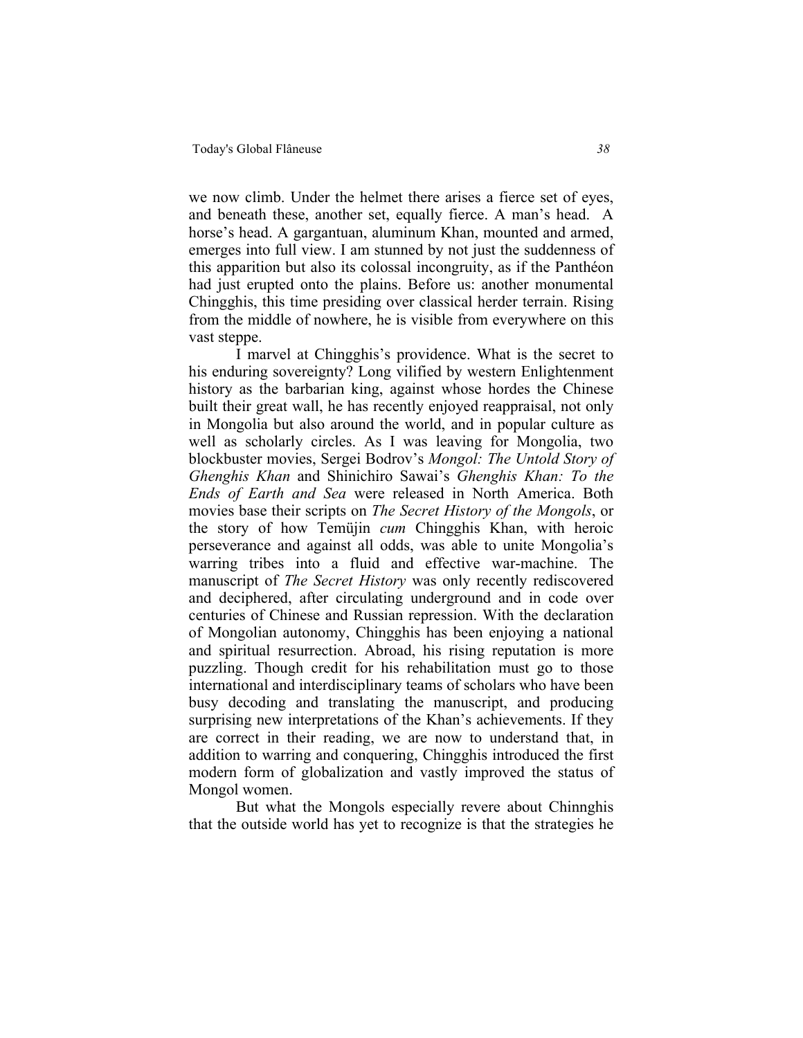we now climb. Under the helmet there arises a fierce set of eyes, and beneath these, another set, equally fierce. A man's head. A horse's head. A gargantuan, aluminum Khan, mounted and armed, emerges into full view. I am stunned by not just the suddenness of this apparition but also its colossal incongruity, as if the Panthéon had just erupted onto the plains. Before us: another monumental Chingghis, this time presiding over classical herder terrain. Rising from the middle of nowhere, he is visible from everywhere on this vast steppe.

I marvel at Chingghis's providence. What is the secret to his enduring sovereignty? Long vilified by western Enlightenment history as the barbarian king, against whose hordes the Chinese built their great wall, he has recently enjoyed reappraisal, not only in Mongolia but also around the world, and in popular culture as well as scholarly circles. As I was leaving for Mongolia, two blockbuster movies, Sergei Bodrov's *Mongol: The Untold Story of Ghenghis Khan* and Shinichiro Sawai's *Ghenghis Khan: To the Ends of Earth and Sea* were released in North America. Both movies base their scripts on *The Secret History of the Mongols*, or the story of how Temüjin *cum* Chingghis Khan, with heroic perseverance and against all odds, was able to unite Mongolia's warring tribes into a fluid and effective war-machine. The manuscript of *The Secret History* was only recently rediscovered and deciphered, after circulating underground and in code over centuries of Chinese and Russian repression. With the declaration of Mongolian autonomy, Chingghis has been enjoying a national and spiritual resurrection. Abroad, his rising reputation is more puzzling. Though credit for his rehabilitation must go to those international and interdisciplinary teams of scholars who have been busy decoding and translating the manuscript, and producing surprising new interpretations of the Khan's achievements. If they are correct in their reading, we are now to understand that, in addition to warring and conquering, Chingghis introduced the first modern form of globalization and vastly improved the status of Mongol women.

But what the Mongols especially revere about Chinnghis that the outside world has yet to recognize is that the strategies he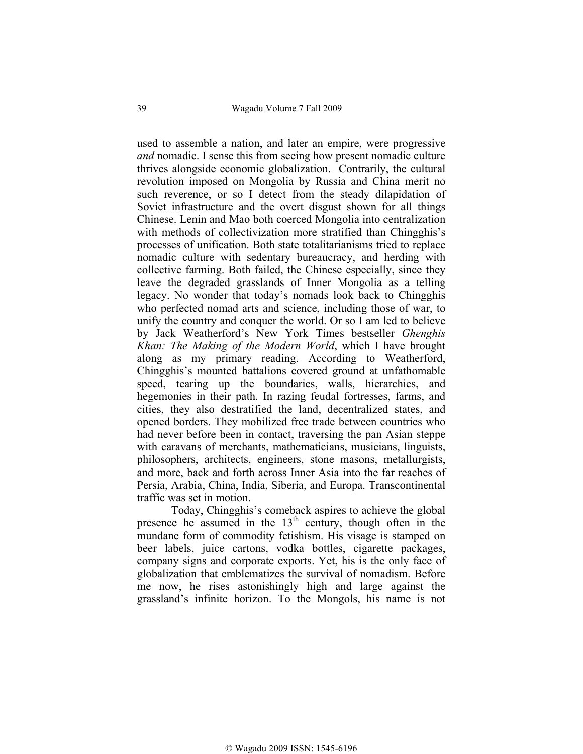used to assemble a nation, and later an empire, were progressive *and* nomadic. I sense this from seeing how present nomadic culture thrives alongside economic globalization. Contrarily, the cultural revolution imposed on Mongolia by Russia and China merit no such reverence, or so I detect from the steady dilapidation of Soviet infrastructure and the overt disgust shown for all things Chinese. Lenin and Mao both coerced Mongolia into centralization with methods of collectivization more stratified than Chingghis's processes of unification. Both state totalitarianisms tried to replace nomadic culture with sedentary bureaucracy, and herding with collective farming. Both failed, the Chinese especially, since they leave the degraded grasslands of Inner Mongolia as a telling legacy. No wonder that today's nomads look back to Chingghis who perfected nomad arts and science, including those of war, to unify the country and conquer the world. Or so I am led to believe by Jack Weatherford's New York Times bestseller *Ghenghis Khan: The Making of the Modern World*, which I have brought along as my primary reading. According to Weatherford, Chingghis's mounted battalions covered ground at unfathomable speed, tearing up the boundaries, walls, hierarchies, and hegemonies in their path. In razing feudal fortresses, farms, and cities, they also destratified the land, decentralized states, and opened borders. They mobilized free trade between countries who had never before been in contact, traversing the pan Asian steppe with caravans of merchants, mathematicians, musicians, linguists, philosophers, architects, engineers, stone masons, metallurgists, and more, back and forth across Inner Asia into the far reaches of Persia, Arabia, China, India, Siberia, and Europa. Transcontinental traffic was set in motion.

Today, Chingghis's comeback aspires to achieve the global presence he assumed in the 13th century, though often in the mundane form of commodity fetishism. His visage is stamped on beer labels, juice cartons, vodka bottles, cigarette packages, company signs and corporate exports. Yet, his is the only face of globalization that emblematizes the survival of nomadism. Before me now, he rises astonishingly high and large against the grassland's infinite horizon. To the Mongols, his name is not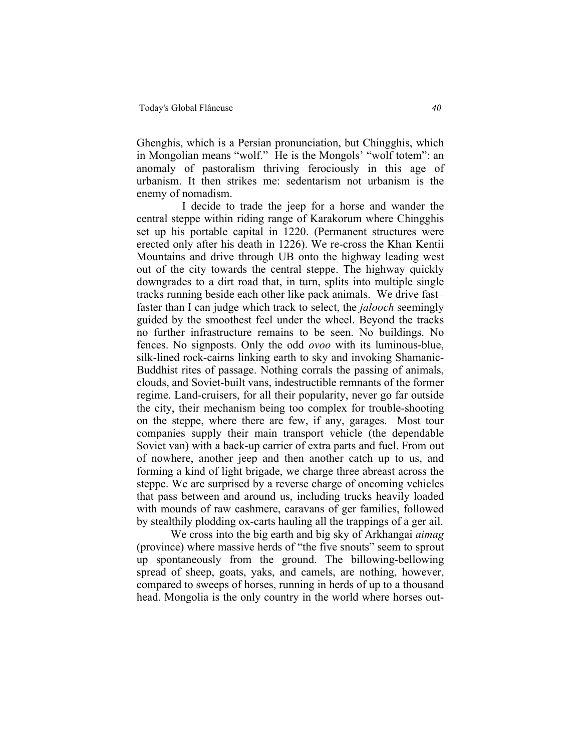Ghenghis, which is a Persian pronunciation, but Chingghis, which in Mongolian means "wolf." He is the Mongols' "wolf totem": an anomaly of pastoralism thriving ferociously in this age of urbanism. It then strikes me: sedentarism not urbanism is the enemy of nomadism.

I decide to trade the jeep for a horse and wander the central steppe within riding range of Karakorum where Chingghis set up his portable capital in 1220. (Permanent structures were erected only after his death in 1226). We re-cross the Khan Kentii Mountains and drive through UB onto the highway leading west out of the city towards the central steppe. The highway quickly downgrades to a dirt road that, in turn, splits into multiple single tracks running beside each other like pack animals. We drive fast–faster than I can judge which track to select, the *jalooch* seemingly guided by the smoothest feel under the wheel. Beyond the tracks no further infrastructure remains to be seen. No buildings. No fences. No signposts. Only the odd *ovoo* with its luminous-blue, silk-lined rock-cairns linking earth to sky and invoking Shamanic-Buddhist rites of passage. Nothing corrals the passing of animals, clouds, and Soviet-built vans, indestructible remnants of the former regime. Land-cruisers, for all their popularity, never go far outside the city, their mechanism being too complex for trouble-shooting on the steppe, where there are few, if any, garages. Most tour companies supply their main transport vehicle (the dependable Soviet van) with a back-up carrier of extra parts and fuel. From out of nowhere, another jeep and then another catch up to us, and forming a kind of light brigade, we charge three abreast across the steppe. We are surprised by a reverse charge of oncoming vehicles that pass between and around us, including trucks heavily loaded with mounds of raw cashmere, caravans of ger families, followed by stealthily plodding ox-carts hauling all the trappings of a ger ail.

We cross into the big earth and big sky of Arkhangai *aimag* (province) where massive herds of "the five snouts" seem to sprout up spontaneously from the ground. The billowing-bellowing spread of sheep, goats, yaks, and camels, are nothing, however, compared to sweeps of horses, running in herds of up to a thousand head. Mongolia is the only country in the world where horses out-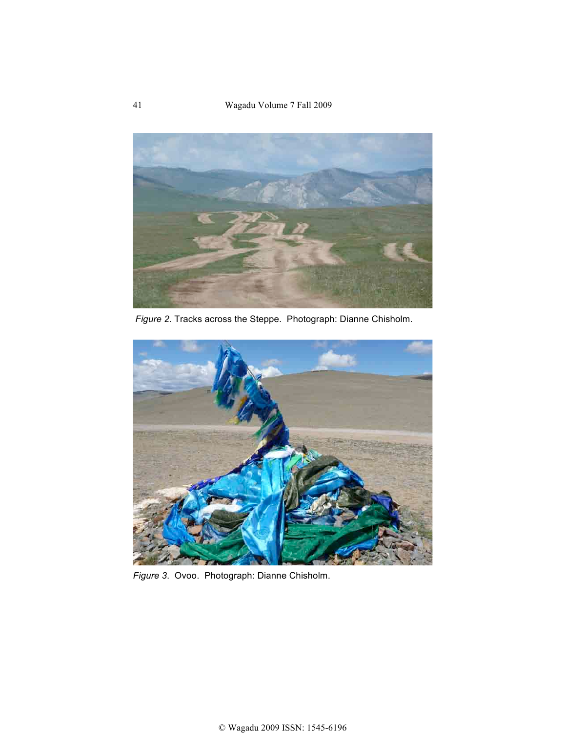*Figure 2*. Tracks across the Steppe. Photograph: Dianne Chisholm.

*Figure 3*. Ovoo. Photograph: Dianne Chisholm.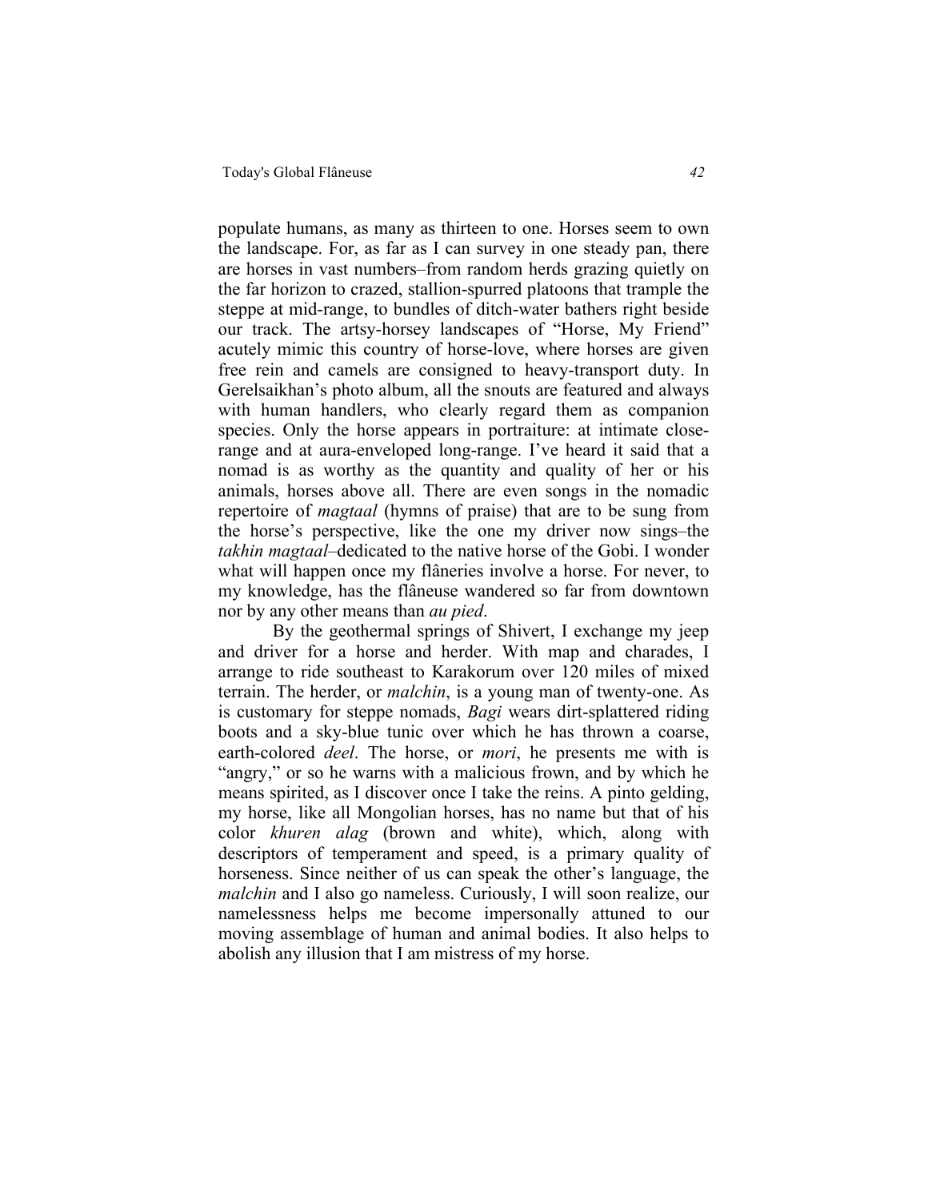populate humans, as many as thirteen to one. Horses seem to own the landscape. For, as far as I can survey in one steady pan, there are horses in vast numbers–from random herds grazing quietly on the far horizon to crazed, stallion-spurred platoons that trample the steppe at mid-range, to bundles of ditch-water bathers right beside our track. The artsy-horsey landscapes of "Horse, My Friend" acutely mimic this country of horse-love, where horses are given free rein and camels are consigned to heavy-transport duty. In Gerelsaikhan's photo album, all the snouts are featured and always with human handlers, who clearly regard them as companion species. Only the horse appears in portraiture: at intimate close-range and at aura-enveloped long-range. I've heard it said that a nomad is as worthy as the quantity and quality of her or his animals, horses above all. There are even songs in the nomadic repertoire of *magtaal* (hymns of praise) that are to be sung from the horse's perspective, like the one my driver now sings–the *takhin magtaal*–dedicated to the native horse of the Gobi. I wonder what will happen once my flâneries involve a horse. For never, to my knowledge, has the flâneuse wandered so far from downtown nor by any other means than *au pied*.

By the geothermal springs of Shivert, I exchange my jeep and driver for a horse and herder. With map and charades, I arrange to ride southeast to Karakorum over 120 miles of mixed terrain. The herder, or *malchin*, is a young man of twenty-one. As is customary for steppe nomads, *Bagi* wears dirt-splattered riding boots and a sky-blue tunic over which he has thrown a coarse, earth-colored *deel*. The horse, or *mori*, he presents me with is "angry," or so he warns with a malicious frown, and by which he means spirited, as I discover once I take the reins. A pinto gelding, my horse, like all Mongolian horses, has no name but that of his color *khuren alag* (brown and white), which, along with descriptors of temperament and speed, is a primary quality of horseness. Since neither of us can speak the other's language, the *malchin* and I also go nameless. Curiously, I will soon realize, our namelessness helps me become impersonally attuned to our moving assemblage of human and animal bodies. It also helps to abolish any illusion that I am mistress of my horse.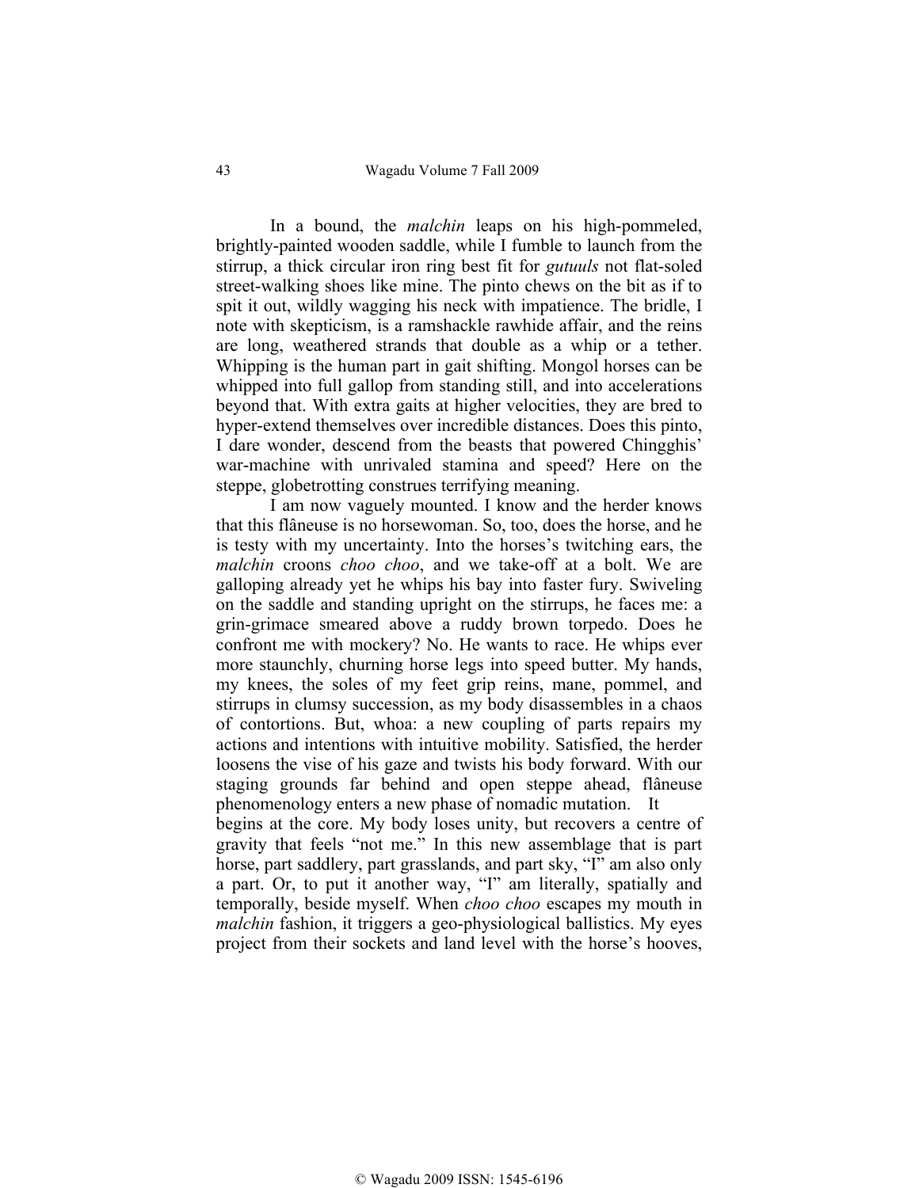In a bound, the *malchin* leaps on his high-pommeled, brightly-painted wooden saddle, while I fumble to launch from the stirrup, a thick circular iron ring best fit for *gutuuls* not flat-soled street-walking shoes like mine. The pinto chews on the bit as if to spit it out, wildly wagging his neck with impatience. The bridle, I note with skepticism, is a ramshackle rawhide affair, and the reins are long, weathered strands that double as a whip or a tether. Whipping is the human part in gait shifting. Mongol horses can be whipped into full gallop from standing still, and into accelerations beyond that. With extra gaits at higher velocities, they are bred to hyper-extend themselves over incredible distances. Does this pinto, I dare wonder, descend from the beasts that powered Chingghis' war-machine with unrivaled stamina and speed? Here on the steppe, globetrotting construes terrifying meaning.

I am now vaguely mounted. I know and the herder knows that this flâneuse is no horsewoman. So, too, does the horse, and he is testy with my uncertainty. Into the horses's twitching ears, the *malchin* croons *choo choo*, and we take-off at a bolt. We are galloping already yet he whips his bay into faster fury. Swiveling on the saddle and standing upright on the stirrups, he faces me: a grin-grimace smeared above a ruddy brown torpedo. Does he confront me with mockery? No. He wants to race. He whips ever more staunchly, churning horse legs into speed butter. My hands, my knees, the soles of my feet grip reins, mane, pommel, and stirrups in clumsy succession, as my body disassembles in a chaos of contortions. But, whoa: a new coupling of parts repairs my actions and intentions with intuitive mobility. Satisfied, the herder loosens the vise of his gaze and twists his body forward. With our staging grounds far behind and open steppe ahead, flâneuse phenomenology enters a new phase of nomadic mutation. It begins at the core. My body loses unity, but recovers a centre of gravity that feels "not me." In this new assemblage that is part horse, part saddlery, part grasslands, and part sky, "I" am also only a part. Or, to put it another way, "I" am literally, spatially and temporally, beside myself. When *choo choo* escapes my mouth in *malchin* fashion, it triggers a geo-physiological ballistics. My eyes project from their sockets and land level with the horse's hooves,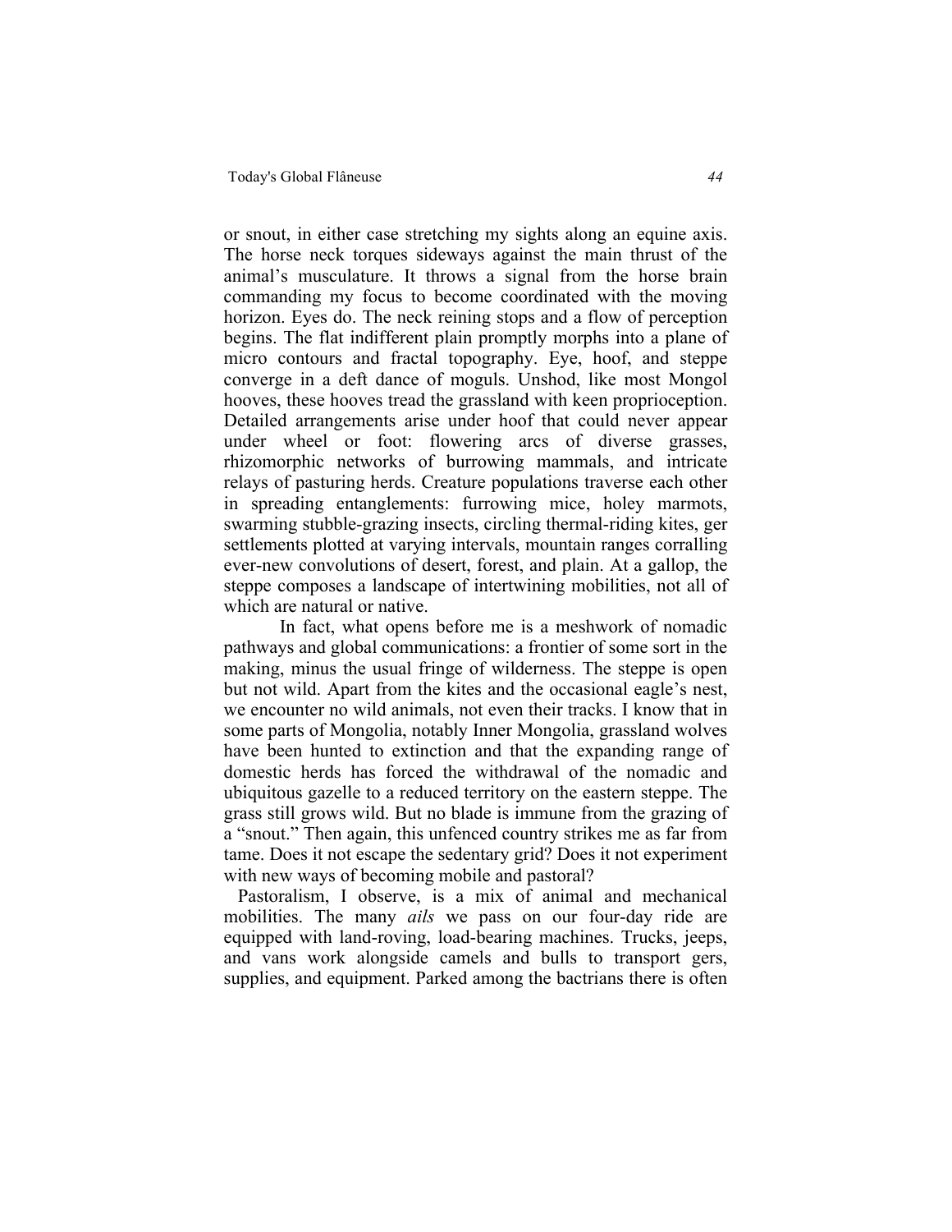or snout, in either case stretching my sights along an equine axis. The horse neck torques sideways against the main thrust of the animal's musculature. It throws a signal from the horse brain commanding my focus to become coordinated with the moving horizon. Eyes do. The neck reining stops and a flow of perception begins. The flat indifferent plain promptly morphs into a plane of micro contours and fractal topography. Eye, hoof, and steppe converge in a deft dance of moguls. Unshod, like most Mongol hooves, these hooves tread the grassland with keen proprioception. Detailed arrangements arise under hoof that could never appear under wheel or foot: flowering arcs of diverse grasses, rhizomorphic networks of burrowing mammals, and intricate relays of pasturing herds. Creature populations traverse each other in spreading entanglements: furrowing mice, holey marmots, swarming stubble-grazing insects, circling thermal-riding kites, ger settlements plotted at varying intervals, mountain ranges corralling ever-new convolutions of desert, forest, and plain. At a gallop, the steppe composes a landscape of intertwining mobilities, not all of which are natural or native.

In fact, what opens before me is a meshwork of nomadic pathways and global communications: a frontier of some sort in the making, minus the usual fringe of wilderness. The steppe is open but not wild. Apart from the kites and the occasional eagle's nest, we encounter no wild animals, not even their tracks. I know that in some parts of Mongolia, notably Inner Mongolia, grassland wolves have been hunted to extinction and that the expanding range of domestic herds has forced the withdrawal of the nomadic and ubiquitous gazelle to a reduced territory on the eastern steppe. The grass still grows wild. But no blade is immune from the grazing of a "snout." Then again, this unfenced country strikes me as far from tame. Does it not escape the sedentary grid? Does it not experiment with new ways of becoming mobile and pastoral?

Pastoralism, I observe, is a mix of animal and mechanical mobilities. The many *ails* we pass on our four-day ride are equipped with land-roving, load-bearing machines. Trucks, jeeps, and vans work alongside camels and bulls to transport gers, supplies, and equipment. Parked among the bactrians there is often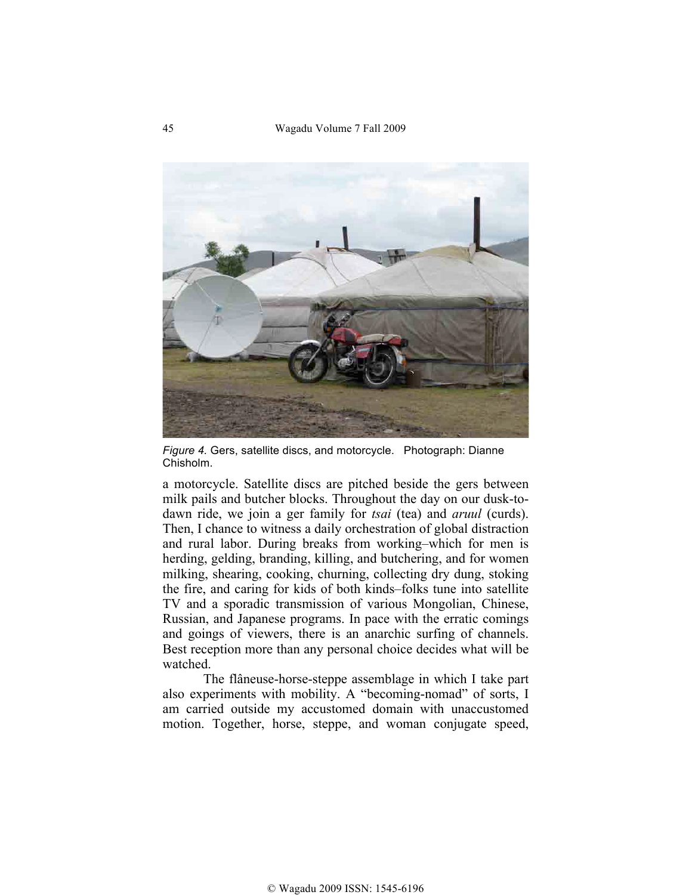*Figure 4.* Gers, satellite discs, and motorcycle. Photograph: Dianne Chisholm.

a motorcycle. Satellite discs are pitched beside the gers between milk pails and butcher blocks. Throughout the day on our dusk-to-dawn ride, we join a ger family for *tsai* (tea) and *aruul* (curds). Then, I chance to witness a daily orchestration of global distraction and rural labor. During breaks from working–which for men is herding, gelding, branding, killing, and butchering, and for women milking, shearing, cooking, churning, collecting dry dung, stoking the fire, and caring for kids of both kinds–folks tune into satellite TV and a sporadic transmission of various Mongolian, Chinese, Russian, and Japanese programs. In pace with the erratic comings and goings of viewers, there is an anarchic surfing of channels. Best reception more than any personal choice decides what will be watched.

The flâneuse-horse-steppe assemblage in which I take part also experiments with mobility. A "becoming-nomad" of sorts, I am carried outside my accustomed domain with unaccustomed motion. Together, horse, steppe, and woman conjugate speed,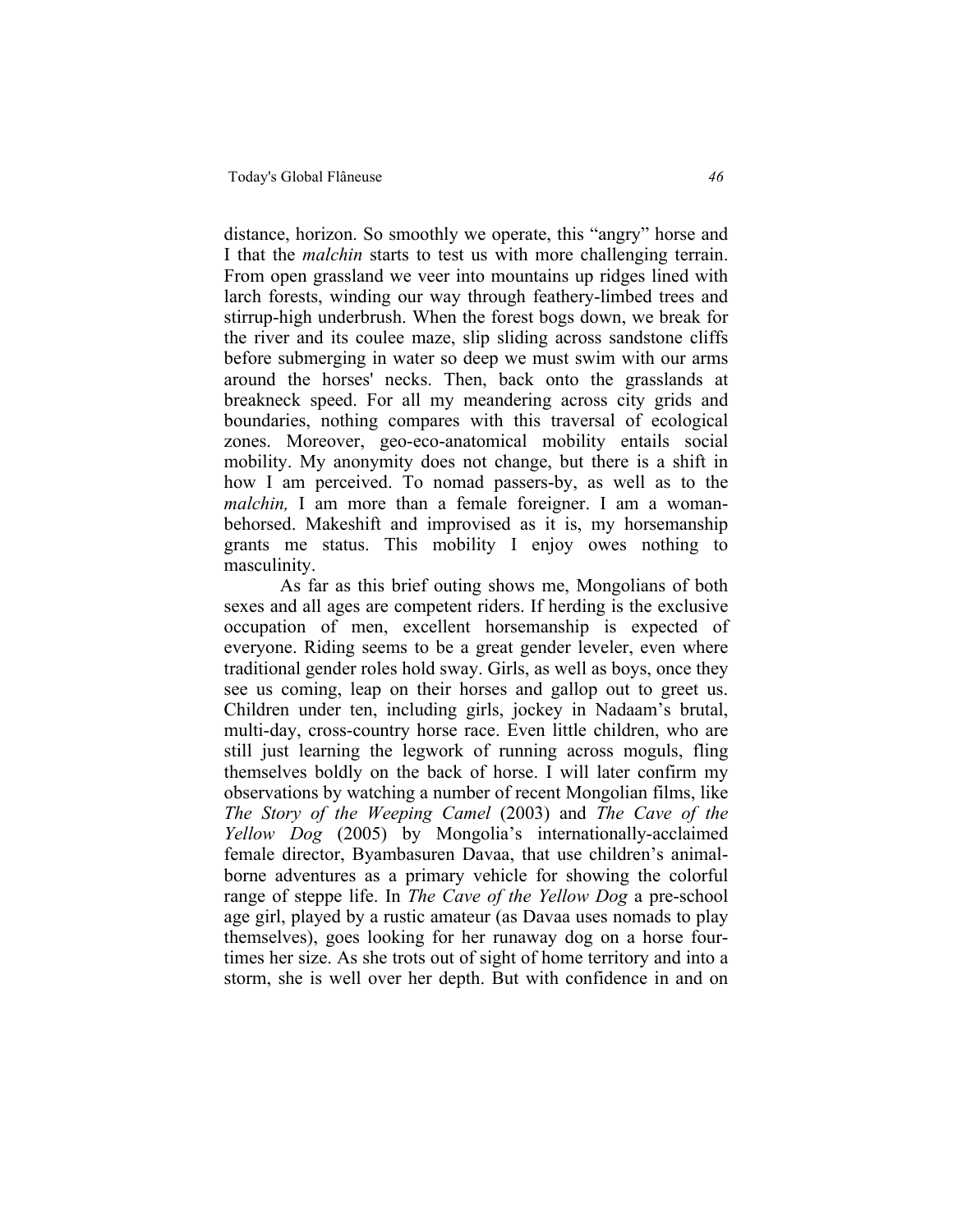distance, horizon. So smoothly we operate, this "angry" horse and I that the *malchin* starts to test us with more challenging terrain. From open grassland we veer into mountains up ridges lined with larch forests, winding our way through feathery-limbed trees and stirrup-high underbrush. When the forest bogs down, we break for the river and its coulee maze, slip sliding across sandstone cliffs before submerging in water so deep we must swim with our arms around the horses' necks. Then, back onto the grasslands at breakneck speed. For all my meandering across city grids and boundaries, nothing compares with this traversal of ecological zones. Moreover, geo-eco-anatomical mobility entails social mobility. My anonymity does not change, but there is a shift in how I am perceived. To nomad passers-by, as well as to the *malchin,* I am more than a female foreigner. I am a woman-behorsed. Makeshift and improvised as it is, my horsemanship grants me status. This mobility I enjoy owes nothing to masculinity.

As far as this brief outing shows me, Mongolians of both sexes and all ages are competent riders. If herding is the exclusive occupation of men, excellent horsemanship is expected of everyone. Riding seems to be a great gender leveler, even where traditional gender roles hold sway. Girls, as well as boys, once they see us coming, leap on their horses and gallop out to greet us. Children under ten, including girls, jockey in Nadaam's brutal, multi-day, cross-country horse race. Even little children, who are still just learning the legwork of running across moguls, fling themselves boldly on the back of horse. I will later confirm my observations by watching a number of recent Mongolian films, like *The Story of the Weeping Camel* (2003) and *The Cave of the Yellow Dog* (2005) by Mongolia's internationally-acclaimed female director, Byambasuren Davaa, that use children's animal-borne adventures as a primary vehicle for showing the colorful range of steppe life. In *The Cave of the Yellow Dog* a pre-school age girl, played by a rustic amateur (as Davaa uses nomads to play themselves), goes looking for her runaway dog on a horse four-times her size. As she trots out of sight of home territory and into a storm, she is well over her depth. But with confidence in and on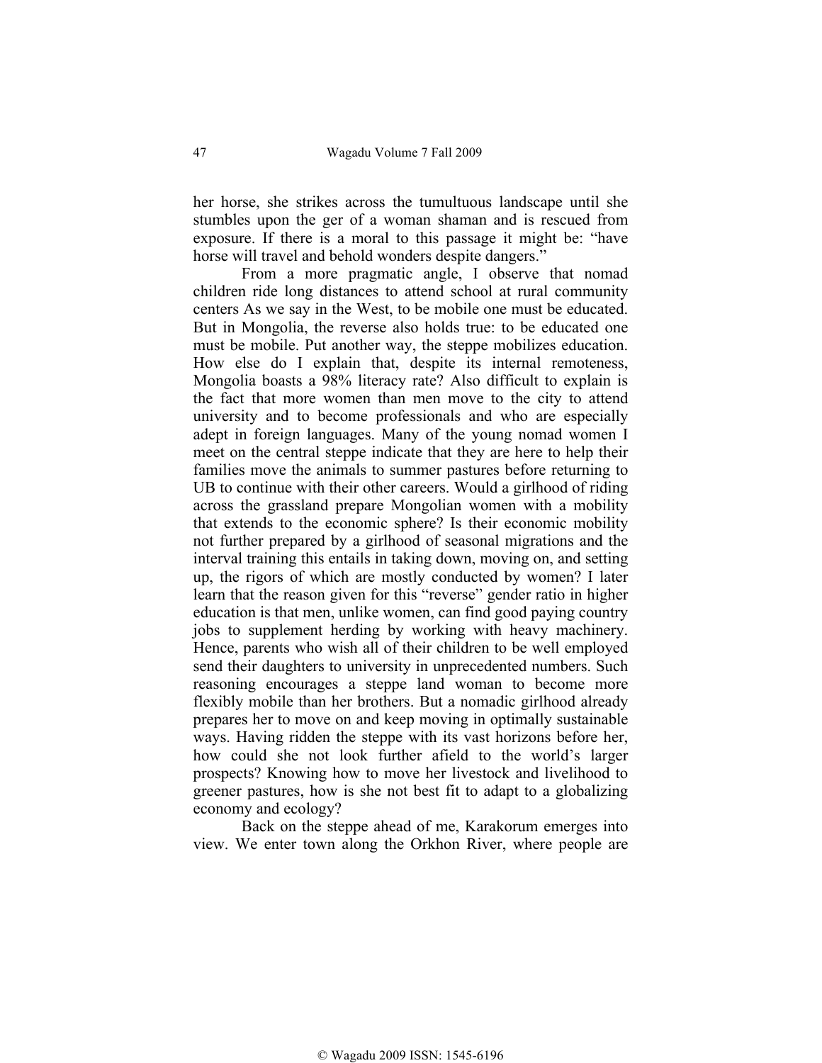her horse, she strikes across the tumultuous landscape until she stumbles upon the ger of a woman shaman and is rescued from exposure. If there is a moral to this passage it might be: "have horse will travel and behold wonders despite dangers."

From a more pragmatic angle, I observe that nomad children ride long distances to attend school at rural community centers As we say in the West, to be mobile one must be educated. But in Mongolia, the reverse also holds true: to be educated one must be mobile. Put another way, the steppe mobilizes education. How else do I explain that, despite its internal remoteness, Mongolia boasts a 98% literacy rate? Also difficult to explain is the fact that more women than men move to the city to attend university and to become professionals and who are especially adept in foreign languages. Many of the young nomad women I meet on the central steppe indicate that they are here to help their families move the animals to summer pastures before returning to UB to continue with their other careers. Would a girlhood of riding across the grassland prepare Mongolian women with a mobility that extends to the economic sphere? Is their economic mobility not further prepared by a girlhood of seasonal migrations and the interval training this entails in taking down, moving on, and setting up, the rigors of which are mostly conducted by women? I later learn that the reason given for this "reverse" gender ratio in higher education is that men, unlike women, can find good paying country jobs to supplement herding by working with heavy machinery. Hence, parents who wish all of their children to be well employed send their daughters to university in unprecedented numbers. Such reasoning encourages a steppe land woman to become more flexibly mobile than her brothers. But a nomadic girlhood already prepares her to move on and keep moving in optimally sustainable ways. Having ridden the steppe with its vast horizons before her, how could she not look further afield to the world's larger prospects? Knowing how to move her livestock and livelihood to greener pastures, how is she not best fit to adapt to a globalizing economy and ecology?

Back on the steppe ahead of me, Karakorum emerges into view. We enter town along the Orkhon River, where people are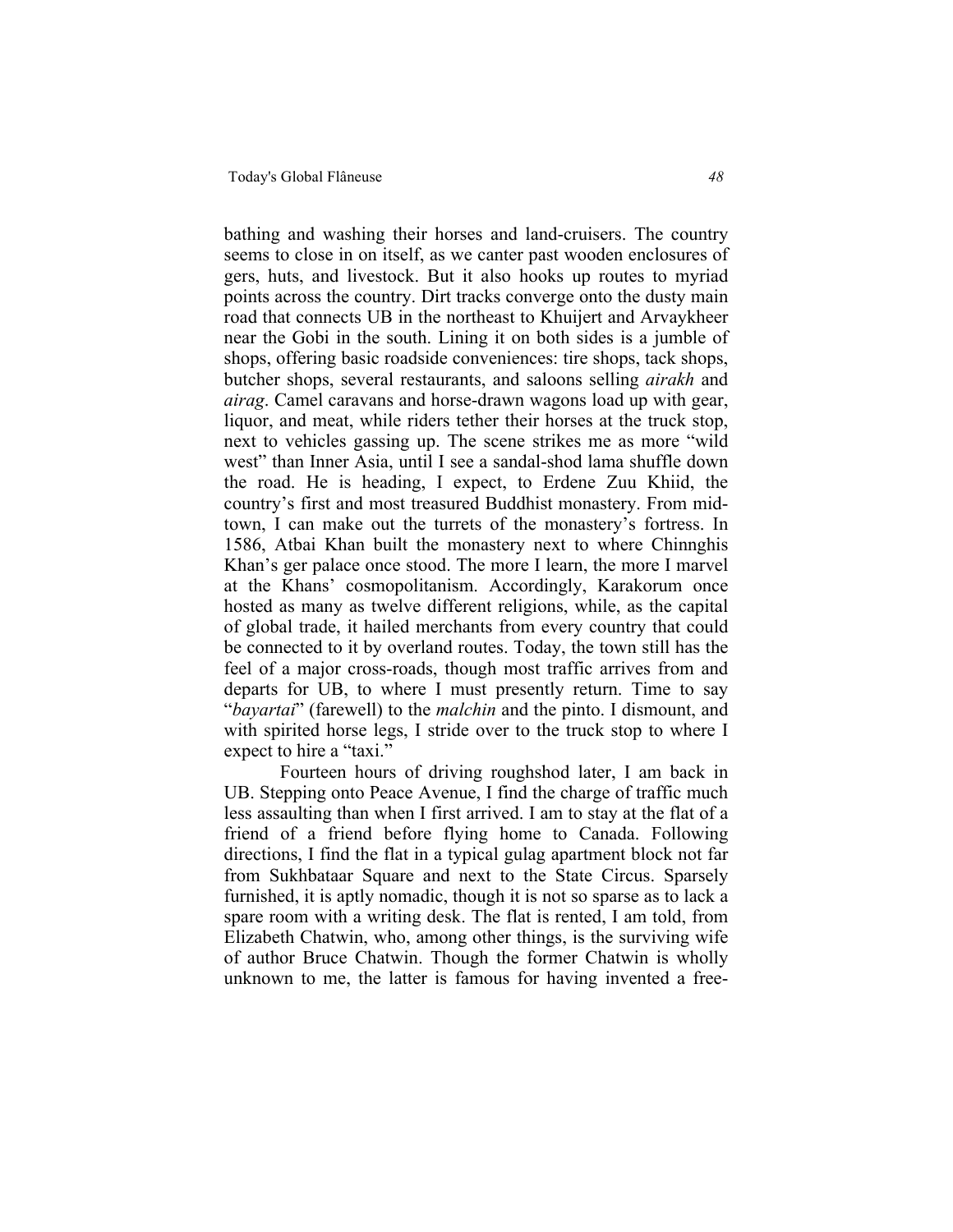bathing and washing their horses and land-cruisers. The country seems to close in on itself, as we canter past wooden enclosures of gers, huts, and livestock. But it also hooks up routes to myriad points across the country. Dirt tracks converge onto the dusty main road that connects UB in the northeast to Khuijert and Arvaykheer near the Gobi in the south. Lining it on both sides is a jumble of shops, offering basic roadside conveniences: tire shops, tack shops, butcher shops, several restaurants, and saloons selling *airakh* and *airag*. Camel caravans and horse-drawn wagons load up with gear, liquor, and meat, while riders tether their horses at the truck stop, next to vehicles gassing up. The scene strikes me as more "wild west" than Inner Asia, until I see a sandal-shod lama shuffle down the road. He is heading, I expect, to Erdene Zuu Khiid, the country's first and most treasured Buddhist monastery. From mid-town, I can make out the turrets of the monastery's fortress. In 1586, Atbai Khan built the monastery next to where Chinnghis Khan's ger palace once stood. The more I learn, the more I marvel at the Khans' cosmopolitanism. Accordingly, Karakorum once hosted as many as twelve different religions, while, as the capital of global trade, it hailed merchants from every country that could be connected to it by overland routes. Today, the town still has the feel of a major cross-roads, though most traffic arrives from and departs for UB, to where I must presently return. Time to say "*bayartai*" (farewell) to the *malchin* and the pinto. I dismount, and with spirited horse legs, I stride over to the truck stop to where I expect to hire a "taxi."

Fourteen hours of driving roughshod later, I am back in UB. Stepping onto Peace Avenue, I find the charge of traffic much less assaulting than when I first arrived. I am to stay at the flat of a friend of a friend before flying home to Canada. Following directions, I find the flat in a typical gulag apartment block not far from Sukhbataar Square and next to the State Circus. Sparsely furnished, it is aptly nomadic, though it is not so sparse as to lack a spare room with a writing desk. The flat is rented, I am told, from Elizabeth Chatwin, who, among other things, is the surviving wife of author Bruce Chatwin. Though the former Chatwin is wholly unknown to me, the latter is famous for having invented a free-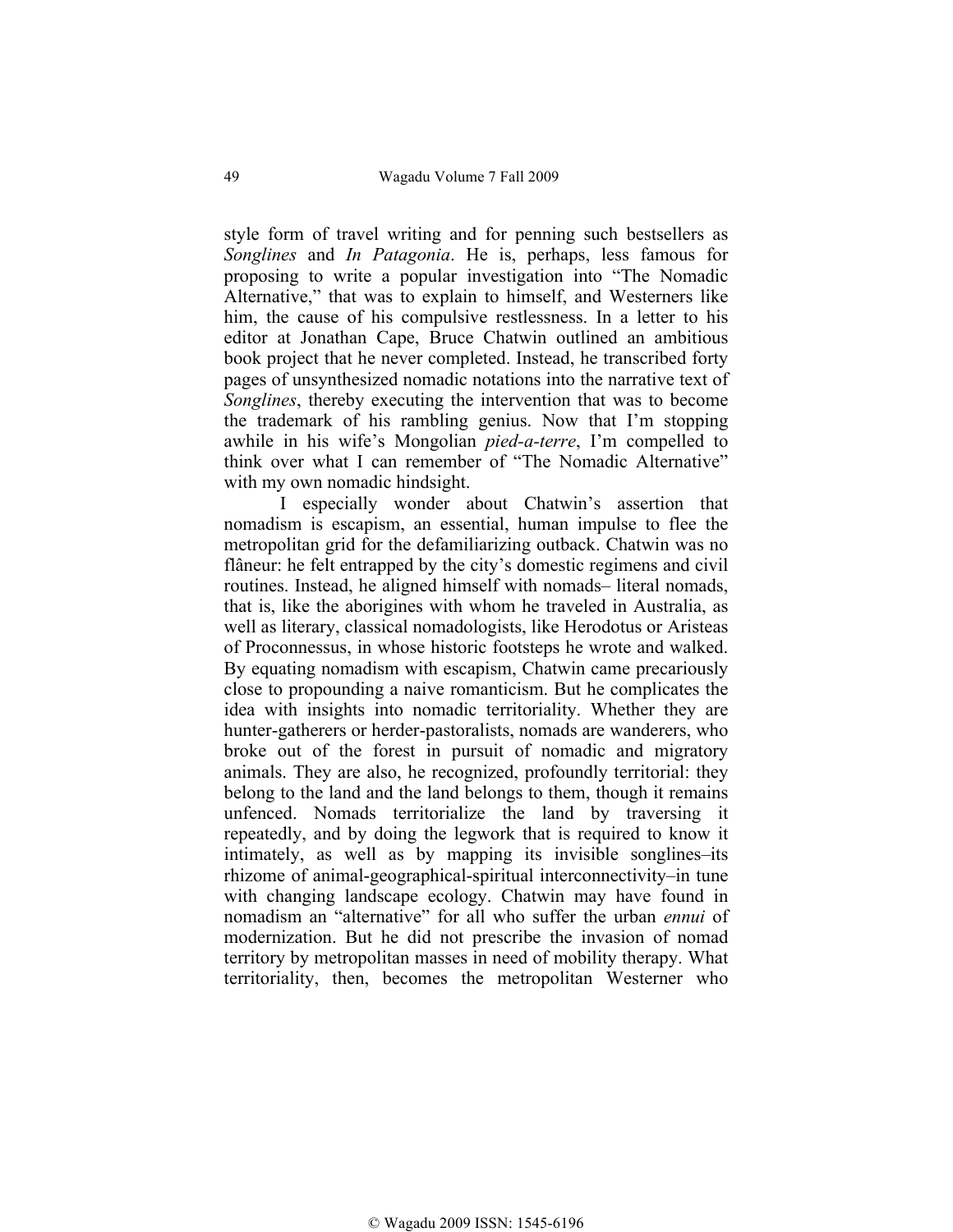style form of travel writing and for penning such bestsellers as *Songlines* and *In Patagonia*. He is, perhaps, less famous for proposing to write a popular investigation into "The Nomadic Alternative," that was to explain to himself, and Westerners like him, the cause of his compulsive restlessness. In a letter to his editor at Jonathan Cape, Bruce Chatwin outlined an ambitious book project that he never completed. Instead, he transcribed forty pages of unsynthesized nomadic notations into the narrative text of *Songlines*, thereby executing the intervention that was to become the trademark of his rambling genius. Now that I'm stopping awhile in his wife's Mongolian *pied-a-terre*, I'm compelled to think over what I can remember of "The Nomadic Alternative" with my own nomadic hindsight.

I especially wonder about Chatwin's assertion that nomadism is escapism, an essential, human impulse to flee the metropolitan grid for the defamiliarizing outback. Chatwin was no flâneur: he felt entrapped by the city's domestic regimens and civil routines. Instead, he aligned himself with nomads– literal nomads, that is, like the aborigines with whom he traveled in Australia, as well as literary, classical nomadologists, like Herodotus or Aristeas of Proconnessus, in whose historic footsteps he wrote and walked. By equating nomadism with escapism, Chatwin came precariously close to propounding a naive romanticism. But he complicates the idea with insights into nomadic territoriality. Whether they are hunter-gatherers or herder-pastoralists, nomads are wanderers, who broke out of the forest in pursuit of nomadic and migratory animals. They are also, he recognized, profoundly territorial: they belong to the land and the land belongs to them, though it remains unfenced. Nomads territorialize the land by traversing it repeatedly, and by doing the legwork that is required to know it intimately, as well as by mapping its invisible songlines–its rhizome of animal-geographical-spiritual interconnectivity–in tune with changing landscape ecology. Chatwin may have found in nomadism an "alternative" for all who suffer the urban *ennui* of modernization. But he did not prescribe the invasion of nomad territory by metropolitan masses in need of mobility therapy. What territoriality, then, becomes the metropolitan Westerner who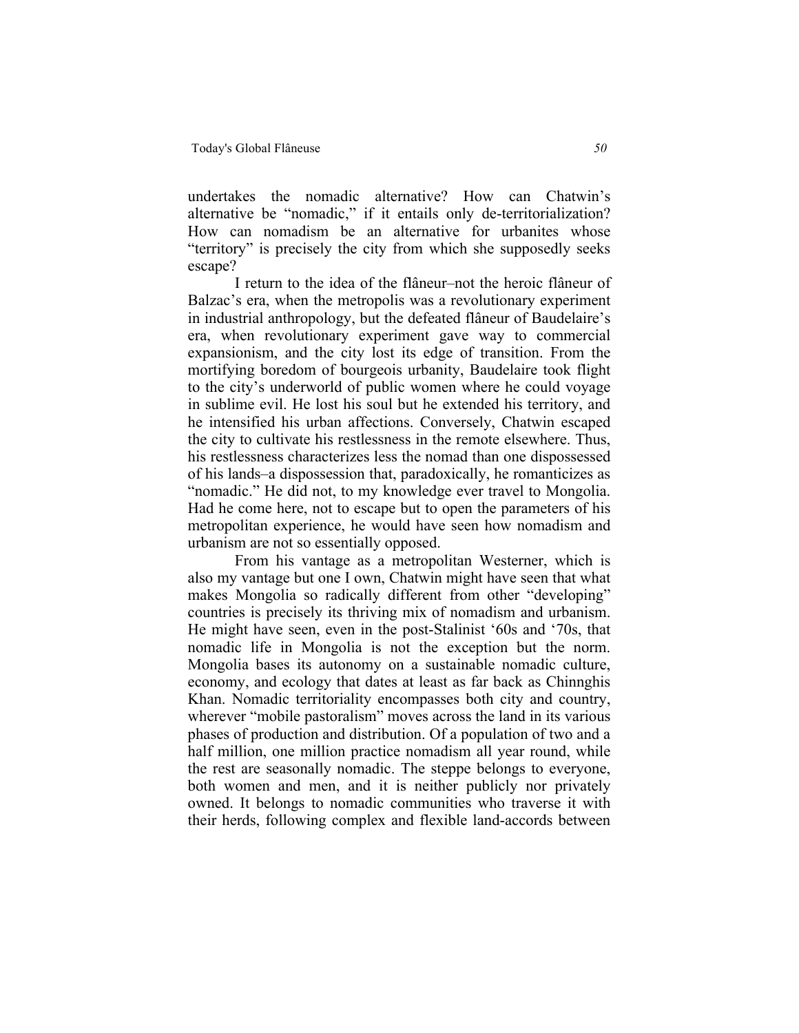undertakes the nomadic alternative? How can Chatwin's alternative be "nomadic," if it entails only de-territorialization? How can nomadism be an alternative for urbanites whose "territory" is precisely the city from which she supposedly seeks escape?

I return to the idea of the flâneur–not the heroic flâneur of Balzac's era, when the metropolis was a revolutionary experiment in industrial anthropology, but the defeated flâneur of Baudelaire's era, when revolutionary experiment gave way to commercial expansionism, and the city lost its edge of transition. From the mortifying boredom of bourgeois urbanity, Baudelaire took flight to the city's underworld of public women where he could voyage in sublime evil. He lost his soul but he extended his territory, and he intensified his urban affections. Conversely, Chatwin escaped the city to cultivate his restlessness in the remote elsewhere. Thus, his restlessness characterizes less the nomad than one dispossessed of his lands–a dispossession that, paradoxically, he romanticizes as "nomadic." He did not, to my knowledge ever travel to Mongolia. Had he come here, not to escape but to open the parameters of his metropolitan experience, he would have seen how nomadism and urbanism are not so essentially opposed.

From his vantage as a metropolitan Westerner, which is also my vantage but one I own, Chatwin might have seen that what makes Mongolia so radically different from other "developing" countries is precisely its thriving mix of nomadism and urbanism. He might have seen, even in the post-Stalinist '60s and '70s, that nomadic life in Mongolia is not the exception but the norm. Mongolia bases its autonomy on a sustainable nomadic culture, economy, and ecology that dates at least as far back as Chinnghis Khan. Nomadic territoriality encompasses both city and country, wherever "mobile pastoralism" moves across the land in its various phases of production and distribution. Of a population of two and a half million, one million practice nomadism all year round, while the rest are seasonally nomadic. The steppe belongs to everyone, both women and men, and it is neither publicly nor privately owned. It belongs to nomadic communities who traverse it with their herds, following complex and flexible land-accords between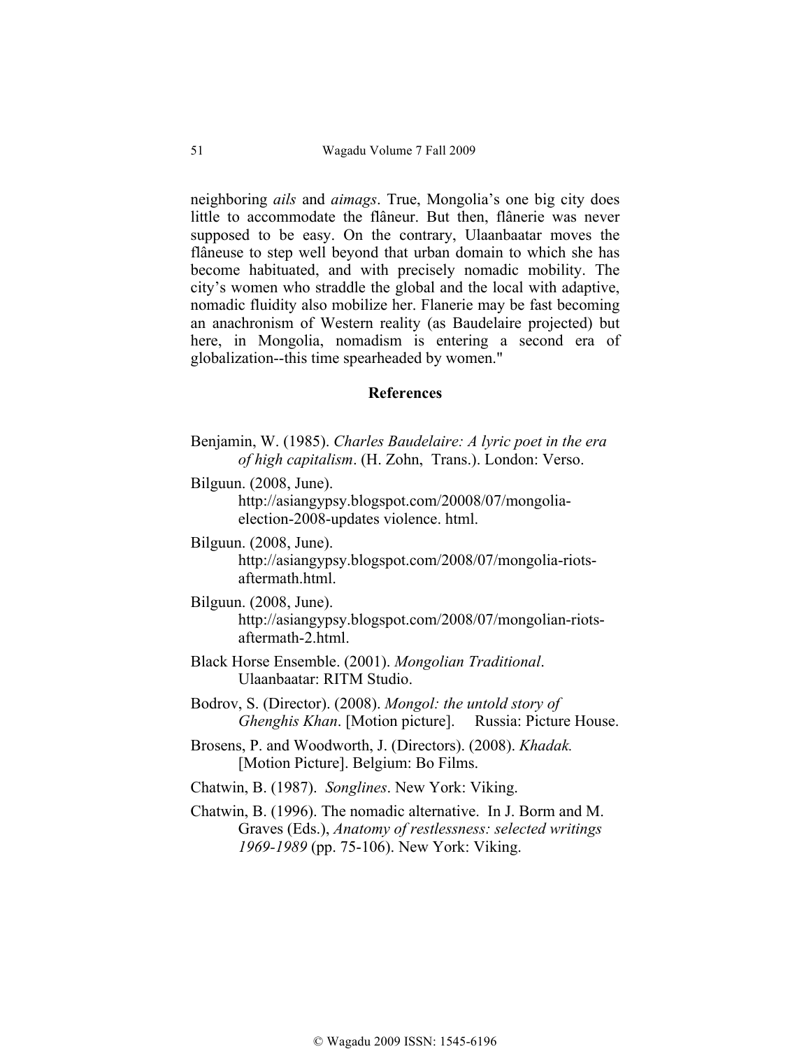neighboring *ails* and *aimags*. True, Mongolia's one big city does little to accommodate the flâneur. But then, flânerie was never supposed to be easy. On the contrary, Ulaanbaatar moves the flâneuse to step well beyond that urban domain to which she has become habituated, and with precisely nomadic mobility. The city's women who straddle the global and the local with adaptive, nomadic fluidity also mobilize her. Flanerie may be fast becoming an anachronism of Western reality (as Baudelaire projected) but here, in Mongolia, nomadism is entering a second era of globalization--this time spearheaded by women."

## References

Benjamin, W. (1985). *Charles Baudelaire: A lyric poet in the era of high capitalism*. (H. Zohn, Trans.). London: Verso.

Bilguun. (2008, June). http://asiangypsy.blogspot.com/20008/07/mongolia-election-2008-updates violence. html.

Bilguun. (2008, June). http://asiangypsy.blogspot.com/2008/07/mongolia-riots-aftermath.html.

Bilguun. (2008, June). http://asiangypsy.blogspot.com/2008/07/mongolian-riots-aftermath-2.html.

Black Horse Ensemble. (2001). *Mongolian Traditional*. Ulaanbaatar: RITM Studio.

Bodrov, S. (Director). (2008). *Mongol: the untold story of Ghenghis Khan*. [Motion picture]. Russia: Picture House.

Brosens, P. and Woodworth, J. (Directors). (2008). *Khadak.* [Motion Picture]. Belgium: Bo Films.

Chatwin, B. (1987). *Songlines*. New York: Viking.

Chatwin, B. (1996). The nomadic alternative. In J. Borm and M. Graves (Eds.), *Anatomy of restlessness: selected writings 1969-1989* (pp. 75-106). New York: Viking.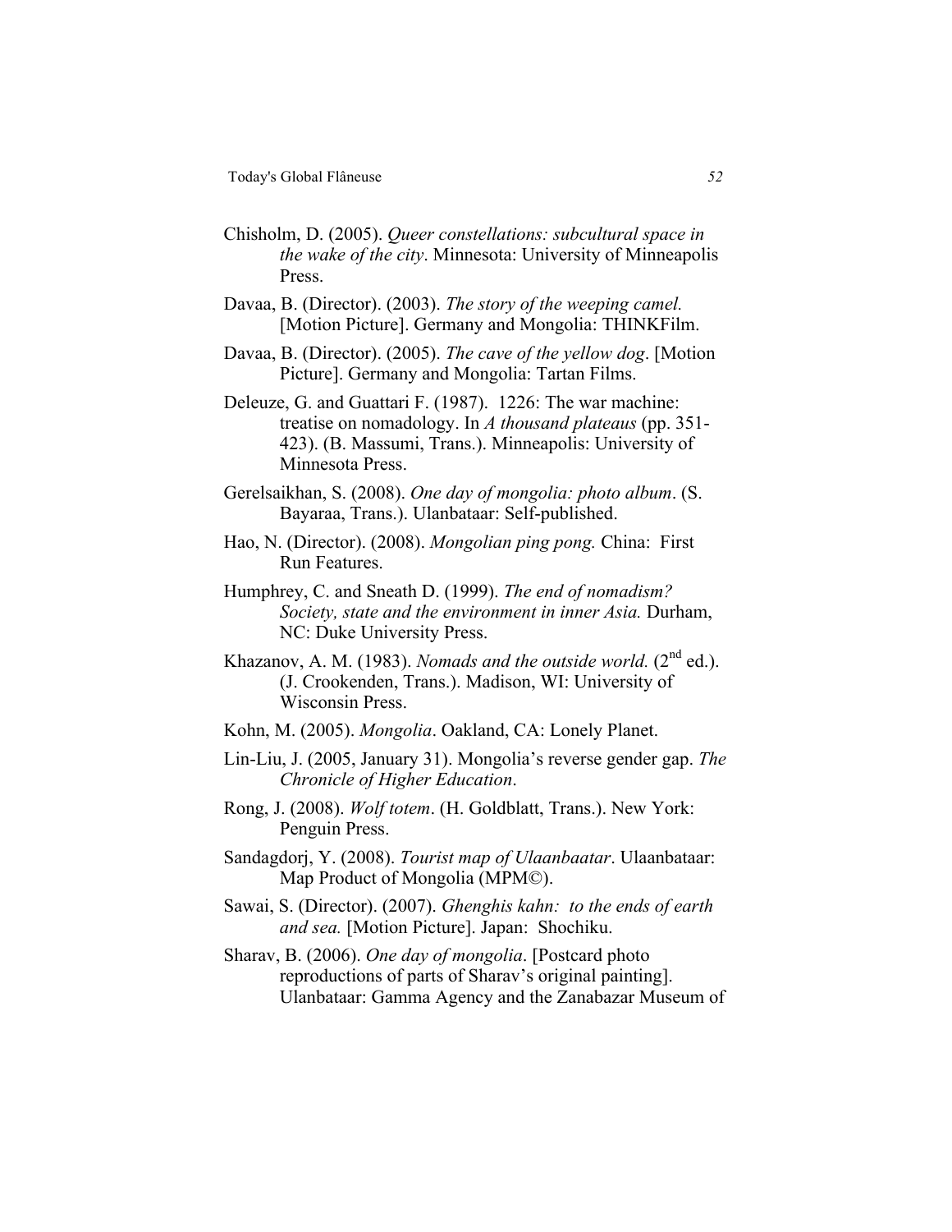Chisholm, D. (2005). *Queer constellations: subcultural space in the wake of the city*. Minnesota: University of Minneapolis Press.

Davaa, B. (Director). (2003). *The story of the weeping camel.* [Motion Picture]. Germany and Mongolia: THINKFilm.

Davaa, B. (Director). (2005). *The cave of the yellow dog*. [Motion Picture]. Germany and Mongolia: Tartan Films.

Deleuze, G. and Guattari F. (1987). 1226: The war machine: treatise on nomadology. In *A thousand plateaus* (pp. 351-423). (B. Massumi, Trans.). Minneapolis: University of Minnesota Press.

Gerelsaikhan, S. (2008). *One day of mongolia: photo album*. (S. Bayaraa, Trans.). Ulanbataar: Self-published.

Hao, N. (Director). (2008). *Mongolian ping pong.* China: First Run Features.

Humphrey, C. and Sneath D. (1999). *The end of nomadism? Society, state and the environment in inner Asia.* Durham, NC: Duke University Press.

Khazanov, A. M. (1983). *Nomads and the outside world.* (2nd ed.). (J. Crookenden, Trans.). Madison, WI: University of Wisconsin Press.

Kohn, M. (2005). *Mongolia*. Oakland, CA: Lonely Planet.

Lin-Liu, J. (2005, January 31). Mongolia's reverse gender gap. *The Chronicle of Higher Education*.

Rong, J. (2008). *Wolf totem*. (H. Goldblatt, Trans.). New York: Penguin Press.

Sandagdorj, Y. (2008). *Tourist map of Ulaanbaatar*. Ulaanbataar: Map Product of Mongolia (MPM©).

Sawai, S. (Director). (2007). *Ghenghis kahn: to the ends of earth and sea.* [Motion Picture]. Japan: Shochiku.

Sharav, B. (2006). *One day of mongolia*. [Postcard photo reproductions of parts of Sharav's original painting]. Ulanbataar: Gamma Agency and the Zanabazar Museum of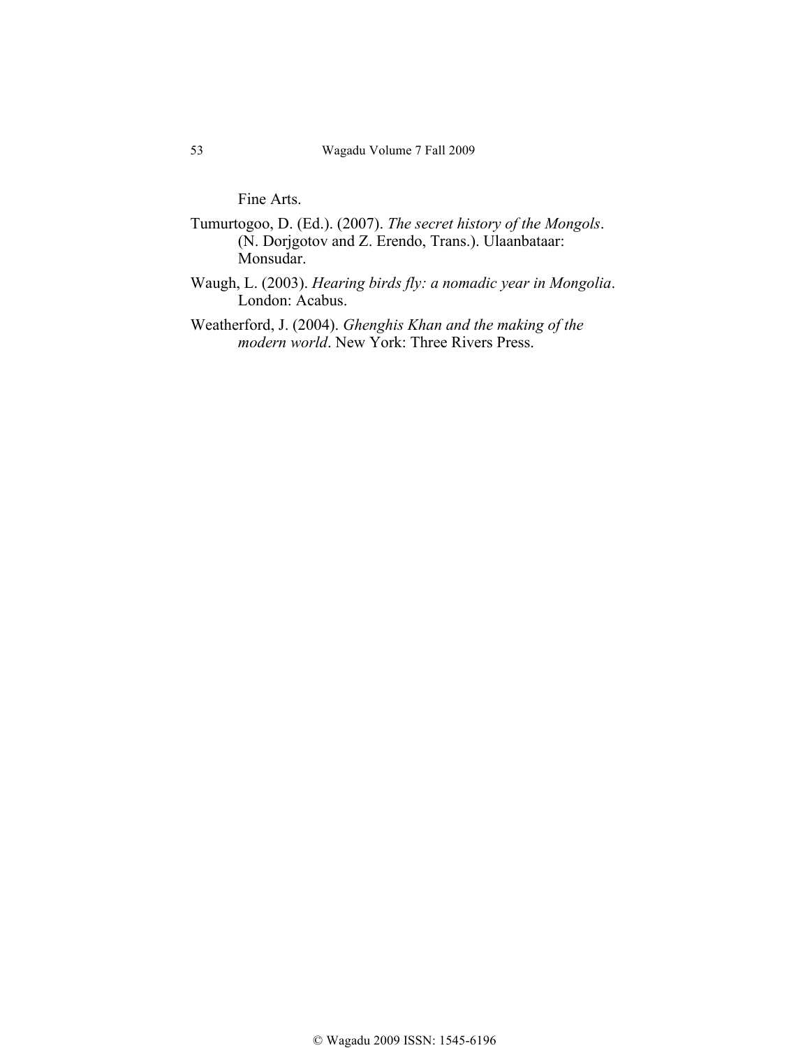Fine Arts.

Tumurtogoo, D. (Ed.). (2007). *The secret history of the Mongols*. (N. Dorjgotov and Z. Erendo, Trans.). Ulaanbataar: Monsudar.

Waugh, L. (2003). *Hearing birds fly: a nomadic year in Mongolia*. London: Acabus.

Weatherford, J. (2004). *Ghenghis Khan and the making of the modern world*. New York: Three Rivers Press.